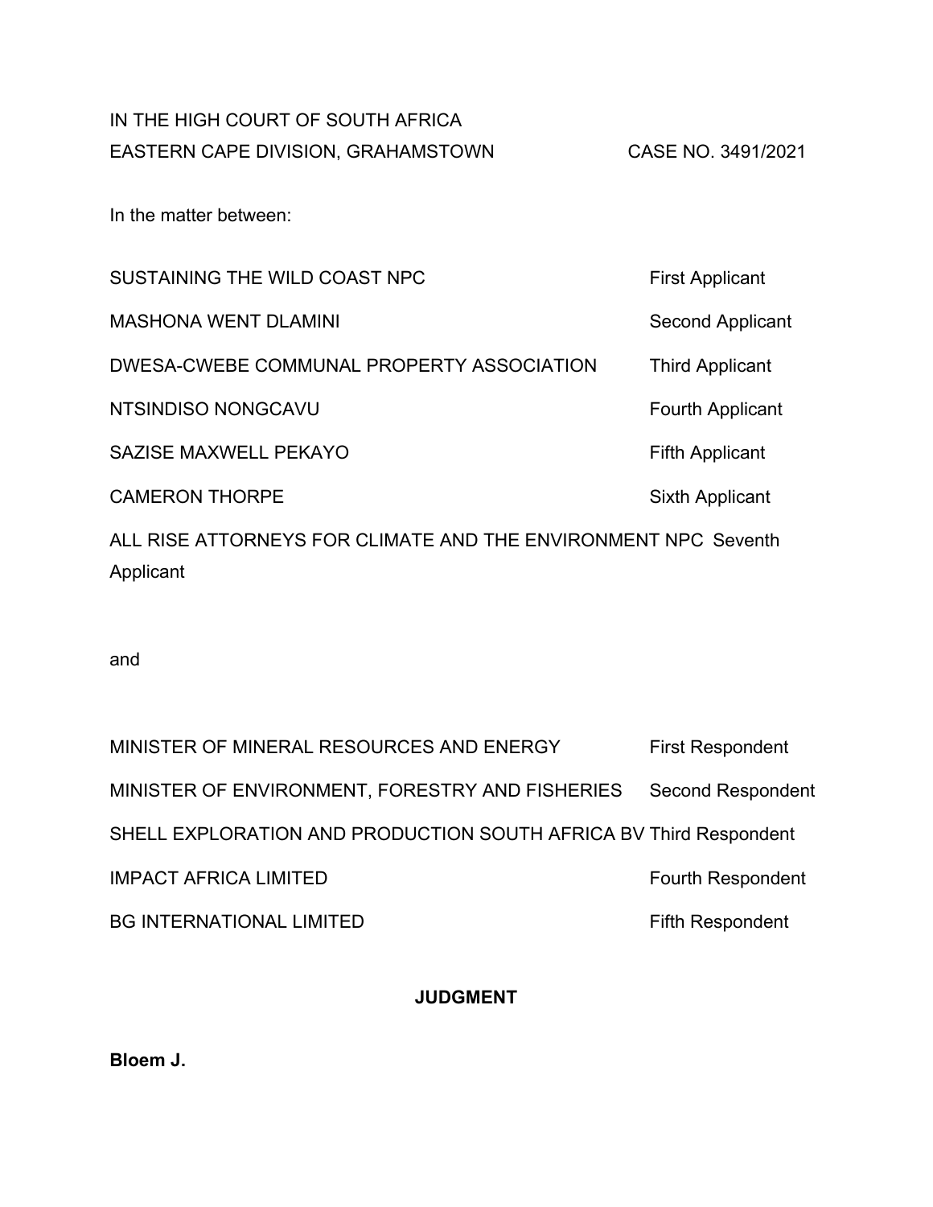IN THE HIGH COURT OF SOUTH AFRICA
EASTERN CAPE DIVISION, GRAHAMSTOWN CASE NO. 3491/2021

In the matter between:

| | |
|---|---|
| SUSTAINING THE WILD COAST NPC | First Applicant |
| MASHONA WENT DLAMINI | Second Applicant |
| DWESA-CWEBE COMMUNAL PROPERTY ASSOCIATION | Third Applicant |
| NTSINDISO NONGCAVU | Fourth Applicant |
| SAZISE MAXWELL PEKAYO | Fifth Applicant |
| CAMERON THORPE | Sixth Applicant |
| ALL RISE ATTORNEYS FOR CLIMATE AND THE ENVIRONMENT NPC | Seventh Applicant |

and

| | |
|---|---|
| MINISTER OF MINERAL RESOURCES AND ENERGY | First Respondent |
| MINISTER OF ENVIRONMENT, FORESTRY AND FISHERIES | Second Respondent |
| SHELL EXPLORATION AND PRODUCTION SOUTH AFRICA BV | Third Respondent |
| IMPACT AFRICA LIMITED | Fourth Respondent |
| BG INTERNATIONAL LIMITED | Fifth Respondent |

**JUDGMENT**

**Bloem J.**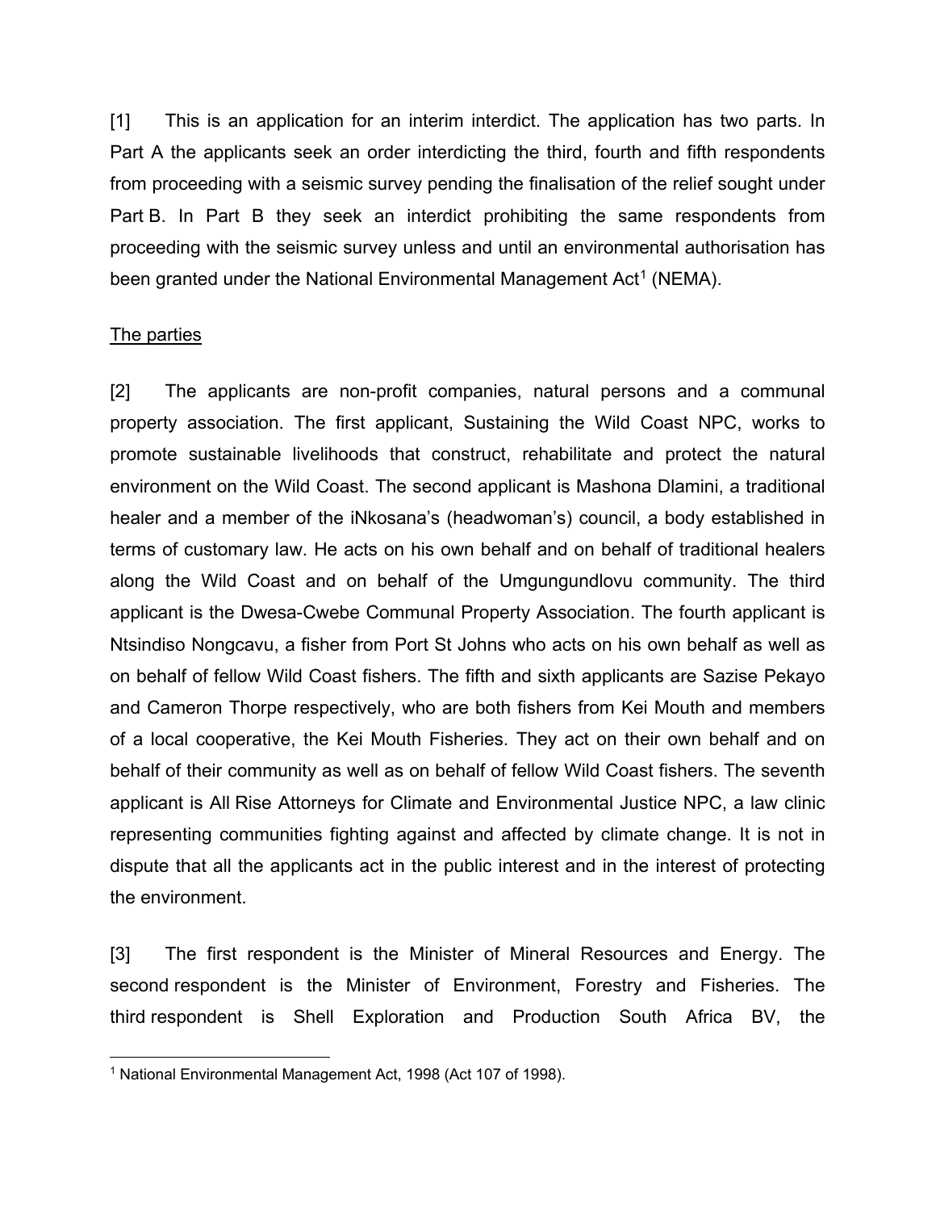[1] This is an application for an interim interdict. The application has two parts. In Part A the applicants seek an order interdicting the third, fourth and fifth respondents from proceeding with a seismic survey pending the finalisation of the relief sought under Part B. In Part B they seek an interdict prohibiting the same respondents from proceeding with the seismic survey unless and until an environmental authorisation has been granted under the National Environmental Management Act[1] (NEMA).

<u>The parties</u>

[2] The applicants are non-profit companies, natural persons and a communal property association. The first applicant, Sustaining the Wild Coast NPC, works to promote sustainable livelihoods that construct, rehabilitate and protect the natural environment on the Wild Coast. The second applicant is Mashona Dlamini, a traditional healer and a member of the iNkosana's (headwoman's) council, a body established in terms of customary law. He acts on his own behalf and on behalf of traditional healers along the Wild Coast and on behalf of the Umgungundlovu community. The third applicant is the Dwesa-Cwebe Communal Property Association. The fourth applicant is Ntsindiso Nongcavu, a fisher from Port St Johns who acts on his own behalf as well as on behalf of fellow Wild Coast fishers. The fifth and sixth applicants are Sazise Pekayo and Cameron Thorpe respectively, who are both fishers from Kei Mouth and members of a local cooperative, the Kei Mouth Fisheries. They act on their own behalf and on behalf of their community as well as on behalf of fellow Wild Coast fishers. The seventh applicant is All Rise Attorneys for Climate and Environmental Justice NPC, a law clinic representing communities fighting against and affected by climate change. It is not in dispute that all the applicants act in the public interest and in the interest of protecting the environment.

[3] The first respondent is the Minister of Mineral Resources and Energy. The second respondent is the Minister of Environment, Forestry and Fisheries. The third respondent is Shell Exploration and Production South Africa BV, the

[1] National Environmental Management Act, 1998 (Act 107 of 1998).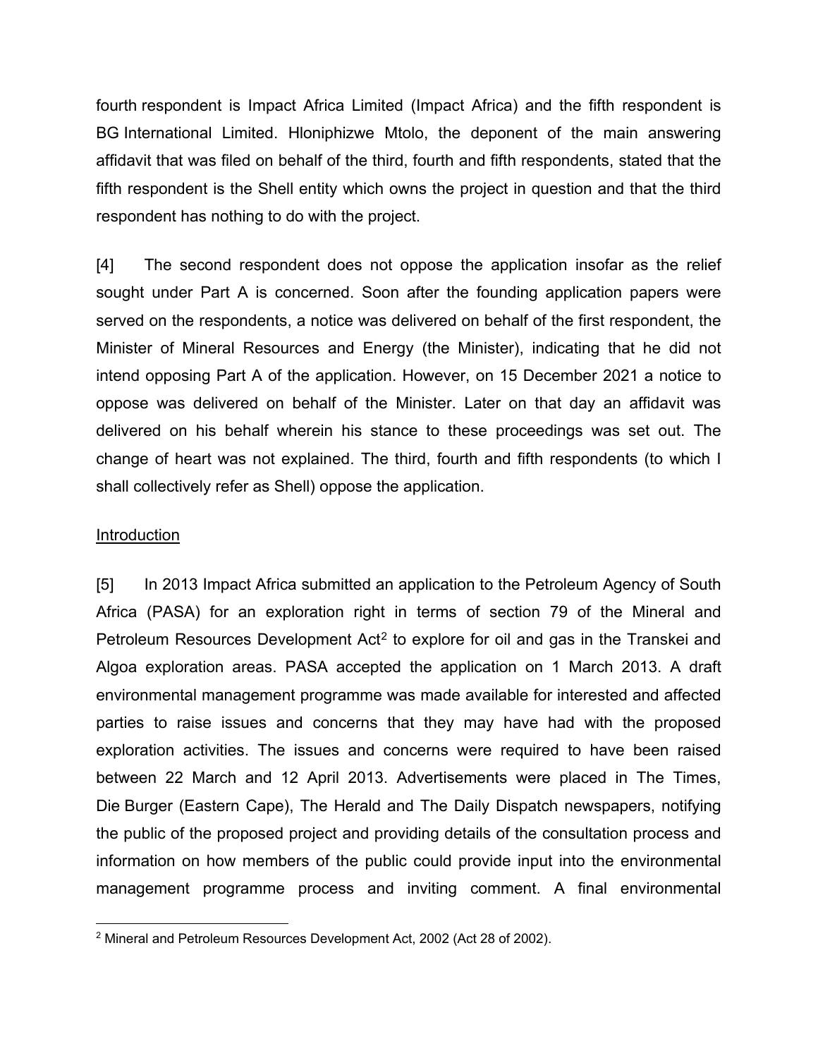fourth respondent is Impact Africa Limited (Impact Africa) and the fifth respondent is BG International Limited. Hloniphizwe Mtolo, the deponent of the main answering affidavit that was filed on behalf of the third, fourth and fifth respondents, stated that the fifth respondent is the Shell entity which owns the project in question and that the third respondent has nothing to do with the project.

[4] The second respondent does not oppose the application insofar as the relief sought under Part A is concerned. Soon after the founding application papers were served on the respondents, a notice was delivered on behalf of the first respondent, the Minister of Mineral Resources and Energy (the Minister), indicating that he did not intend opposing Part A of the application. However, on 15 December 2021 a notice to oppose was delivered on behalf of the Minister. Later on that day an affidavit was delivered on his behalf wherein his stance to these proceedings was set out. The change of heart was not explained. The third, fourth and fifth respondents (to which I shall collectively refer as Shell) oppose the application.

Introduction

[5] In 2013 Impact Africa submitted an application to the Petroleum Agency of South Africa (PASA) for an exploration right in terms of section 79 of the Mineral and Petroleum Resources Development Act[2] to explore for oil and gas in the Transkei and Algoa exploration areas. PASA accepted the application on 1 March 2013. A draft environmental management programme was made available for interested and affected parties to raise issues and concerns that they may have had with the proposed exploration activities. The issues and concerns were required to have been raised between 22 March and 12 April 2013. Advertisements were placed in The Times, Die Burger (Eastern Cape), The Herald and The Daily Dispatch newspapers, notifying the public of the proposed project and providing details of the consultation process and information on how members of the public could provide input into the environmental management programme process and inviting comment. A final environmental

[2] Mineral and Petroleum Resources Development Act, 2002 (Act 28 of 2002).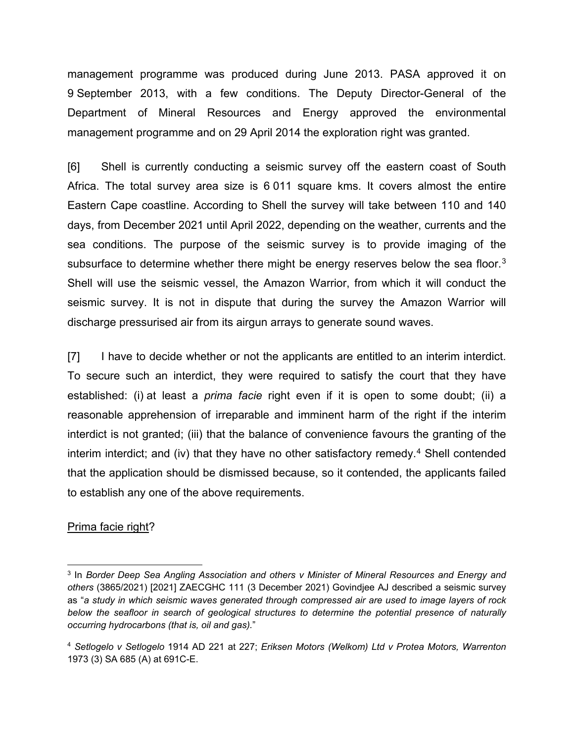management programme was produced during June 2013. PASA approved it on 9 September 2013, with a few conditions. The Deputy Director-General of the Department of Mineral Resources and Energy approved the environmental management programme and on 29 April 2014 the exploration right was granted.

[6] Shell is currently conducting a seismic survey off the eastern coast of South Africa. The total survey area size is 6 011 square kms. It covers almost the entire Eastern Cape coastline. According to Shell the survey will take between 110 and 140 days, from December 2021 until April 2022, depending on the weather, currents and the sea conditions. The purpose of the seismic survey is to provide imaging of the subsurface to determine whether there might be energy reserves below the sea floor.[3] Shell will use the seismic vessel, the Amazon Warrior, from which it will conduct the seismic survey. It is not in dispute that during the survey the Amazon Warrior will discharge pressurised air from its airgun arrays to generate sound waves.

[7] I have to decide whether or not the applicants are entitled to an interim interdict. To secure such an interdict, they were required to satisfy the court that they have established: (i) at least a *prima facie* right even if it is open to some doubt; (ii) a reasonable apprehension of irreparable and imminent harm of the right if the interim interdict is not granted; (iii) that the balance of convenience favours the granting of the interim interdict; and (iv) that they have no other satisfactory remedy.[4] Shell contended that the application should be dismissed because, so it contended, the applicants failed to establish any one of the above requirements.

<u>Prima facie right</u>?

---

[3] In *Border Deep Sea Angling Association and others v Minister of Mineral Resources and Energy and others* (3865/2021) [2021] ZAECGHC 111 (3 December 2021) Govindjee AJ described a seismic survey as "*a study in which seismic waves generated through compressed air are used to image layers of rock below the seafloor in search of geological structures to determine the potential presence of naturally occurring hydrocarbons (that is, oil and gas).*"

[4] *Setlogelo v Setlogelo* 1914 AD 221 at 227; *Eriksen Motors (Welkom) Ltd v Protea Motors, Warrenton* 1973 (3) SA 685 (A) at 691C-E.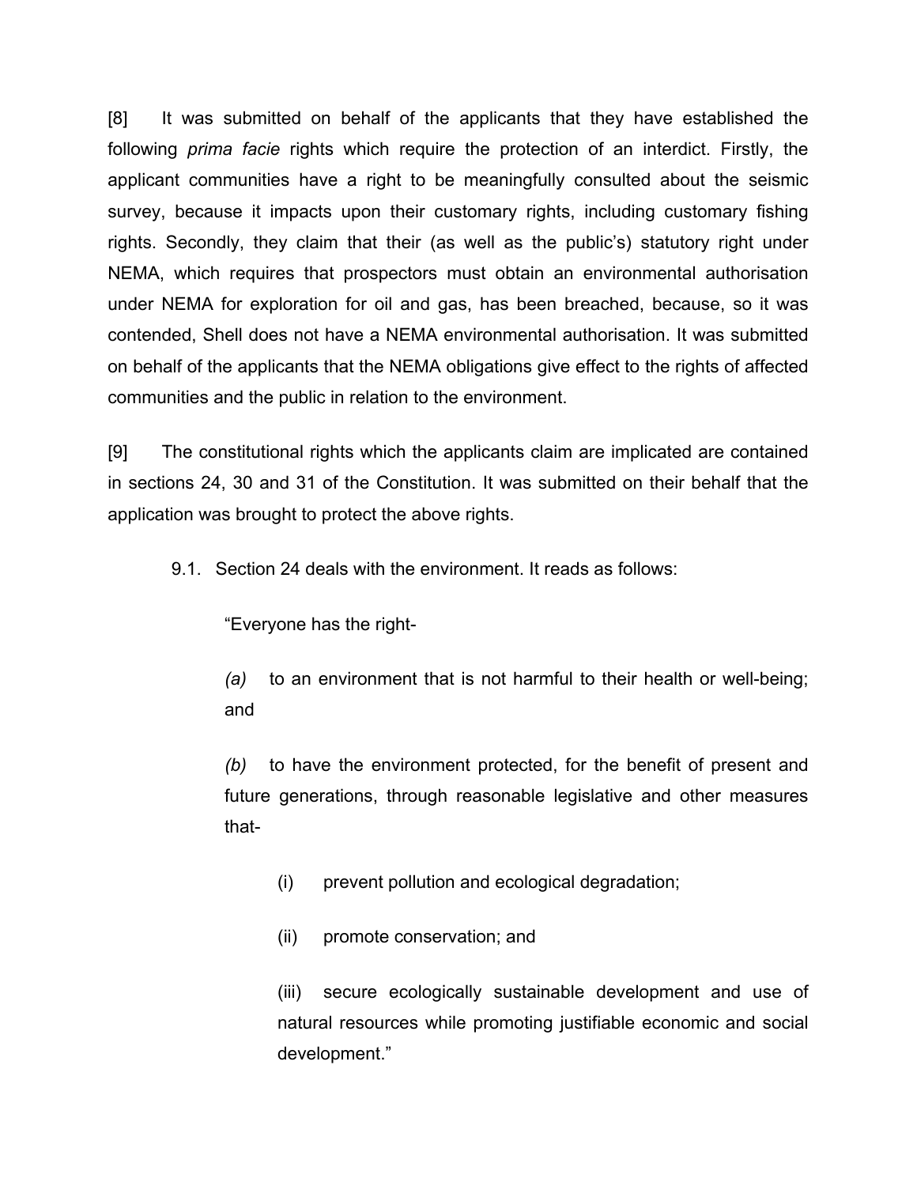[8] It was submitted on behalf of the applicants that they have established the following *prima facie* rights which require the protection of an interdict. Firstly, the applicant communities have a right to be meaningfully consulted about the seismic survey, because it impacts upon their customary rights, including customary fishing rights. Secondly, they claim that their (as well as the public's) statutory right under NEMA, which requires that prospectors must obtain an environmental authorisation under NEMA for exploration for oil and gas, has been breached, because, so it was contended, Shell does not have a NEMA environmental authorisation. It was submitted on behalf of the applicants that the NEMA obligations give effect to the rights of affected communities and the public in relation to the environment.

[9] The constitutional rights which the applicants claim are implicated are contained in sections 24, 30 and 31 of the Constitution. It was submitted on their behalf that the application was brought to protect the above rights.

9.1. Section 24 deals with the environment. It reads as follows:

> "Everyone has the right-
>
> *(a)* to an environment that is not harmful to their health or well-being; and
>
> *(b)* to have the environment protected, for the benefit of present and future generations, through reasonable legislative and other measures that-
>
> (i) prevent pollution and ecological degradation;
>
> (ii) promote conservation; and
>
> (iii) secure ecologically sustainable development and use of natural resources while promoting justifiable economic and social development."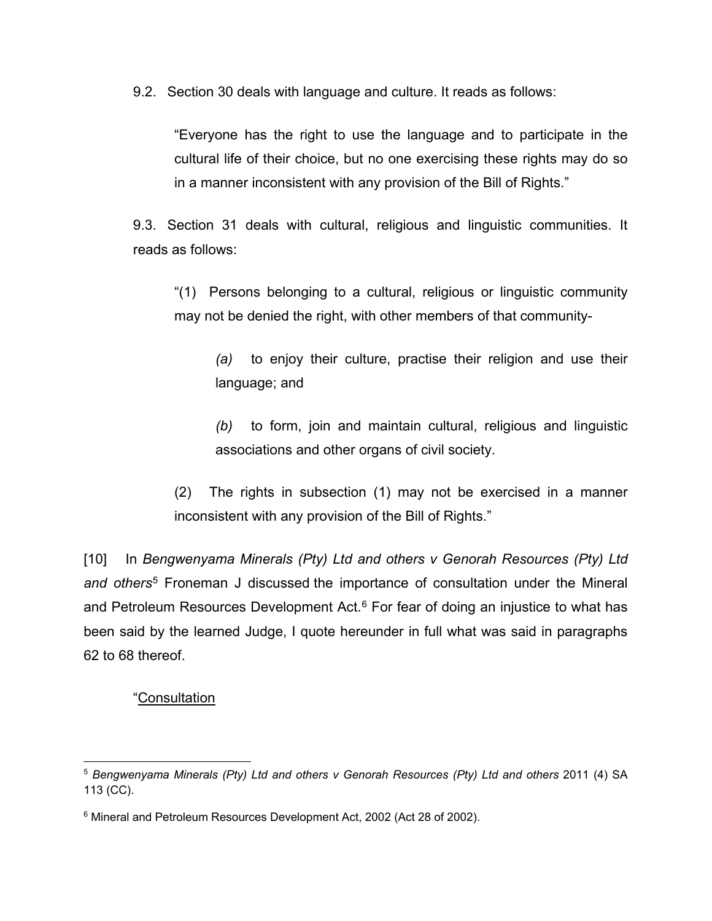9.2. Section 30 deals with language and culture. It reads as follows:

> "Everyone has the right to use the language and to participate in the cultural life of their choice, but no one exercising these rights may do so in a manner inconsistent with any provision of the Bill of Rights."

9.3. Section 31 deals with cultural, religious and linguistic communities. It reads as follows:

> "(1) Persons belonging to a cultural, religious or linguistic community may not be denied the right, with other members of that community-
>
> > *(a)* to enjoy their culture, practise their religion and use their language; and
> >
> > *(b)* to form, join and maintain cultural, religious and linguistic associations and other organs of civil society.
>
> (2) The rights in subsection (1) may not be exercised in a manner inconsistent with any provision of the Bill of Rights."

[10] In *Bengwenyama Minerals (Pty) Ltd and others v Genorah Resources (Pty) Ltd and others*[5] Froneman J discussed the importance of consultation under the Mineral and Petroleum Resources Development Act.[6] For fear of doing an injustice to what has been said by the learned Judge, I quote hereunder in full what was said in paragraphs 62 to 68 thereof.

> "<u>Consultation</u>

---

[5] *Bengwenyama Minerals (Pty) Ltd and others v Genorah Resources (Pty) Ltd and others* 2011 (4) SA 113 (CC).

[6] Mineral and Petroleum Resources Development Act, 2002 (Act 28 of 2002).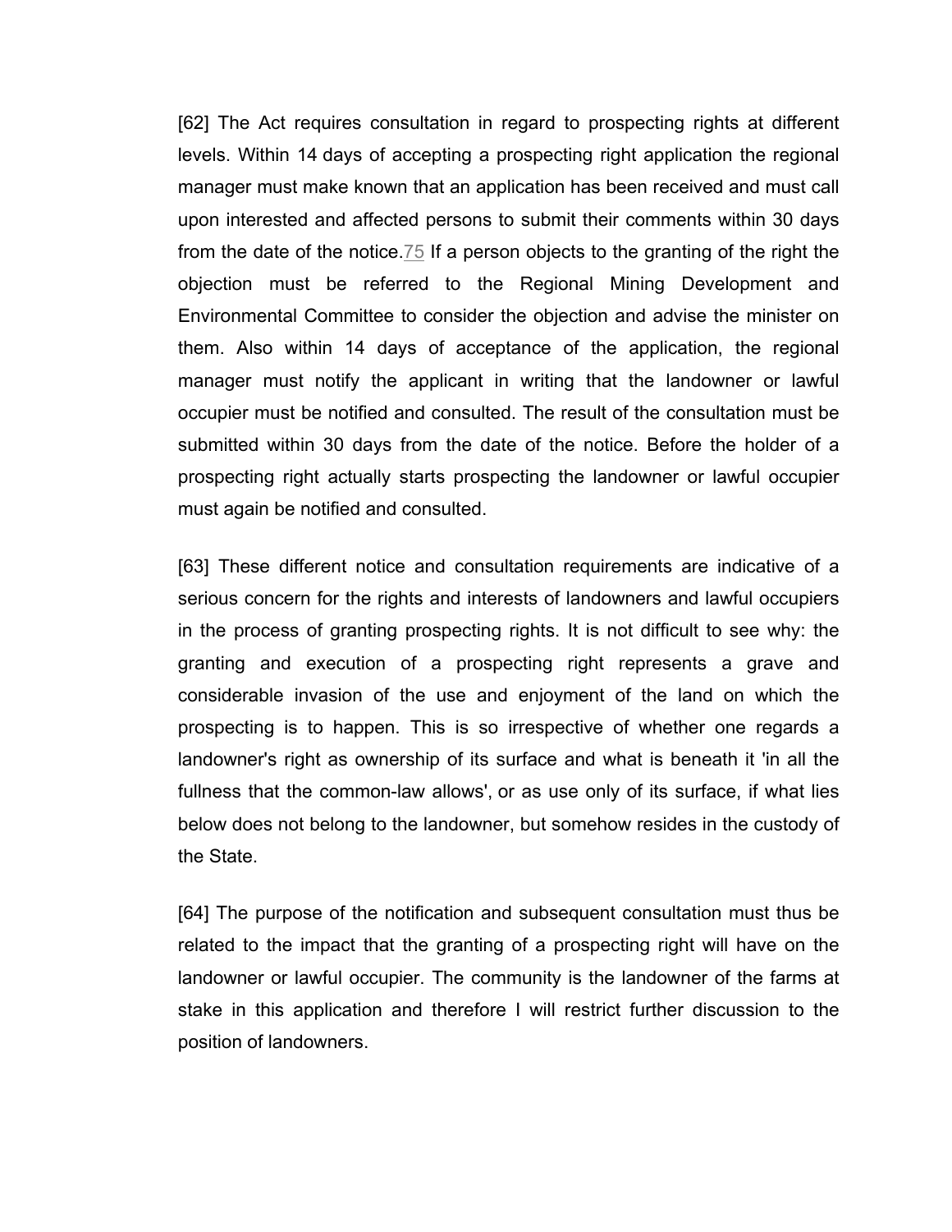[62] The Act requires consultation in regard to prospecting rights at different levels. Within 14 days of accepting a prospecting right application the regional manager must make known that an application has been received and must call upon interested and affected persons to submit their comments within 30 days from the date of the notice.[75] If a person objects to the granting of the right the objection must be referred to the Regional Mining Development and Environmental Committee to consider the objection and advise the minister on them. Also within 14 days of acceptance of the application, the regional manager must notify the applicant in writing that the landowner or lawful occupier must be notified and consulted. The result of the consultation must be submitted within 30 days from the date of the notice. Before the holder of a prospecting right actually starts prospecting the landowner or lawful occupier must again be notified and consulted.

[63] These different notice and consultation requirements are indicative of a serious concern for the rights and interests of landowners and lawful occupiers in the process of granting prospecting rights. It is not difficult to see why: the granting and execution of a prospecting right represents a grave and considerable invasion of the use and enjoyment of the land on which the prospecting is to happen. This is so irrespective of whether one regards a landowner's right as ownership of its surface and what is beneath it 'in all the fullness that the common-law allows', or as use only of its surface, if what lies below does not belong to the landowner, but somehow resides in the custody of the State.

[64] The purpose of the notification and subsequent consultation must thus be related to the impact that the granting of a prospecting right will have on the landowner or lawful occupier. The community is the landowner of the farms at stake in this application and therefore I will restrict further discussion to the position of landowners.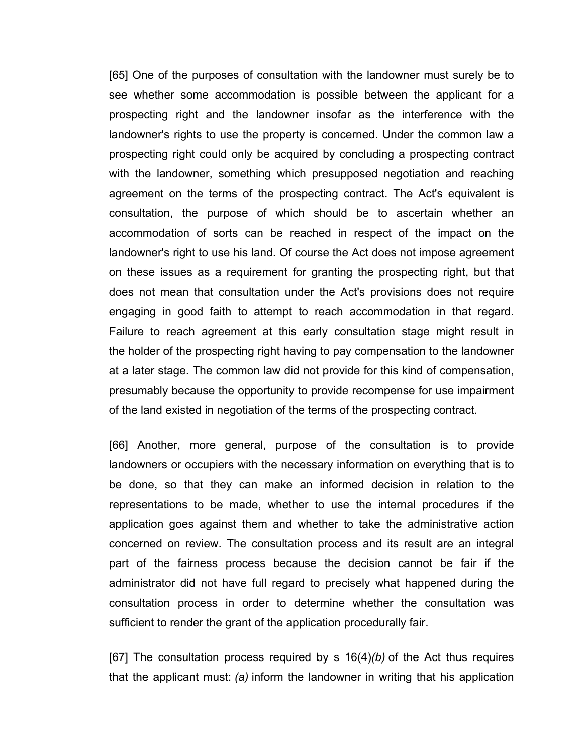[65] One of the purposes of consultation with the landowner must surely be to see whether some accommodation is possible between the applicant for a prospecting right and the landowner insofar as the interference with the landowner's rights to use the property is concerned. Under the common law a prospecting right could only be acquired by concluding a prospecting contract with the landowner, something which presupposed negotiation and reaching agreement on the terms of the prospecting contract. The Act's equivalent is consultation, the purpose of which should be to ascertain whether an accommodation of sorts can be reached in respect of the impact on the landowner's right to use his land. Of course the Act does not impose agreement on these issues as a requirement for granting the prospecting right, but that does not mean that consultation under the Act's provisions does not require engaging in good faith to attempt to reach accommodation in that regard. Failure to reach agreement at this early consultation stage might result in the holder of the prospecting right having to pay compensation to the landowner at a later stage. The common law did not provide for this kind of compensation, presumably because the opportunity to provide recompense for use impairment of the land existed in negotiation of the terms of the prospecting contract.

[66] Another, more general, purpose of the consultation is to provide landowners or occupiers with the necessary information on everything that is to be done, so that they can make an informed decision in relation to the representations to be made, whether to use the internal procedures if the application goes against them and whether to take the administrative action concerned on review. The consultation process and its result are an integral part of the fairness process because the decision cannot be fair if the administrator did not have full regard to precisely what happened during the consultation process in order to determine whether the consultation was sufficient to render the grant of the application procedurally fair.

[67] The consultation process required by s 16(4)*(b)* of the Act thus requires that the applicant must: *(a)* inform the landowner in writing that his application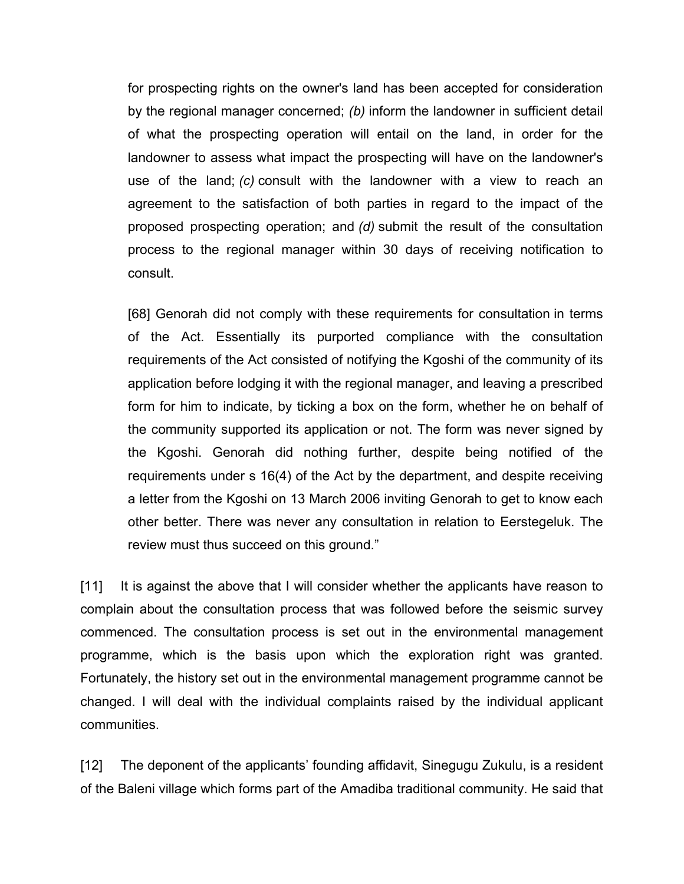> for prospecting rights on the owner's land has been accepted for consideration by the regional manager concerned; *(b)* inform the landowner in sufficient detail of what the prospecting operation will entail on the land, in order for the landowner to assess what impact the prospecting will have on the landowner's use of the land; *(c)* consult with the landowner with a view to reach an agreement to the satisfaction of both parties in regard to the impact of the proposed prospecting operation; and *(d)* submit the result of the consultation process to the regional manager within 30 days of receiving notification to consult.
>
> [68] Genorah did not comply with these requirements for consultation in terms of the Act. Essentially its purported compliance with the consultation requirements of the Act consisted of notifying the Kgoshi of the community of its application before lodging it with the regional manager, and leaving a prescribed form for him to indicate, by ticking a box on the form, whether he on behalf of the community supported its application or not. The form was never signed by the Kgoshi. Genorah did nothing further, despite being notified of the requirements under s 16(4) of the Act by the department, and despite receiving a letter from the Kgoshi on 13 March 2006 inviting Genorah to get to know each other better. There was never any consultation in relation to Eerstegeluk. The review must thus succeed on this ground."

[11] It is against the above that I will consider whether the applicants have reason to complain about the consultation process that was followed before the seismic survey commenced. The consultation process is set out in the environmental management programme, which is the basis upon which the exploration right was granted. Fortunately, the history set out in the environmental management programme cannot be changed. I will deal with the individual complaints raised by the individual applicant communities.

[12] The deponent of the applicants' founding affidavit, Sinegugu Zukulu, is a resident of the Baleni village which forms part of the Amadiba traditional community. He said that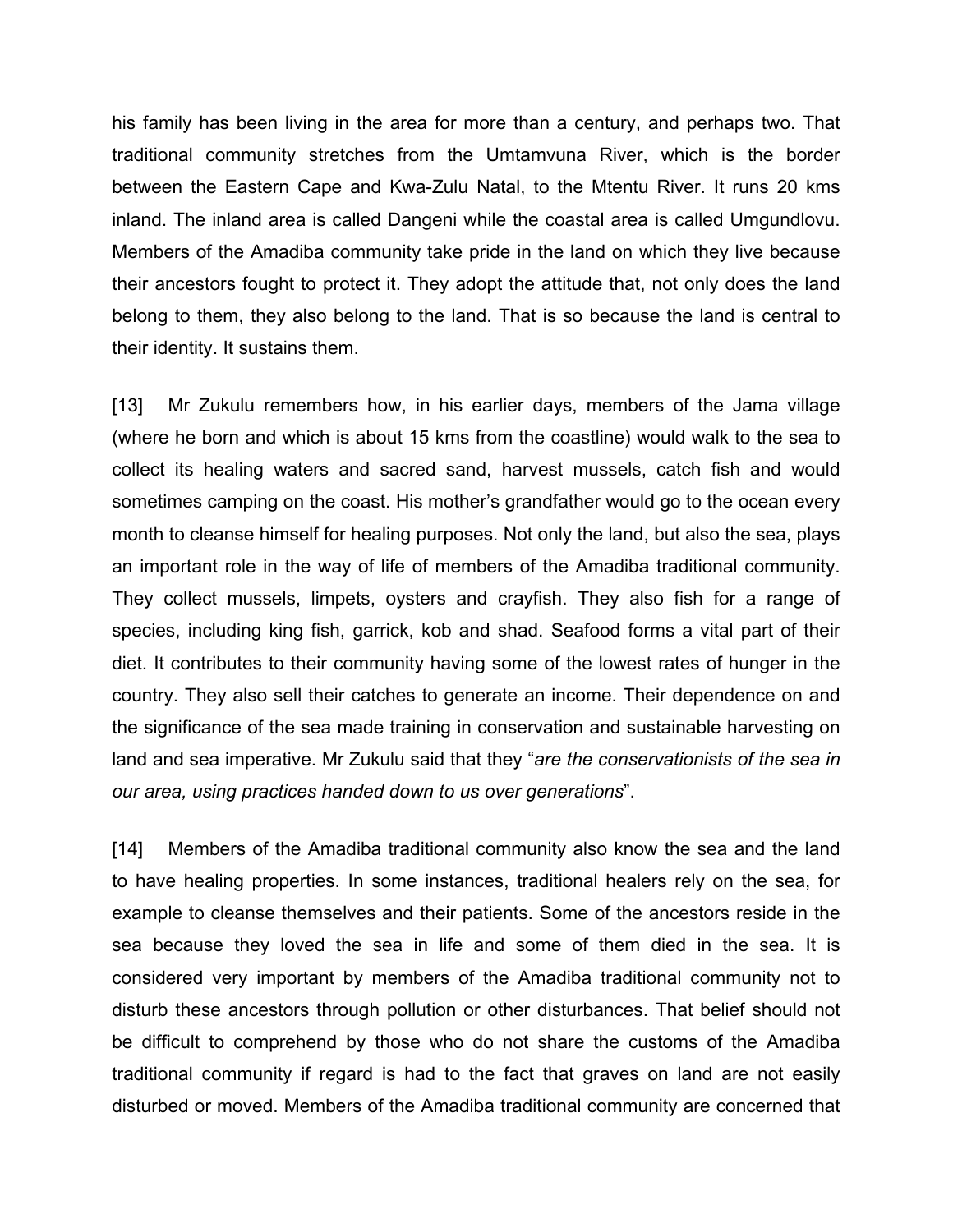his family has been living in the area for more than a century, and perhaps two. That traditional community stretches from the Umtamvuna River, which is the border between the Eastern Cape and Kwa-Zulu Natal, to the Mtentu River. It runs 20 kms inland. The inland area is called Dangeni while the coastal area is called Umgundlovu. Members of the Amadiba community take pride in the land on which they live because their ancestors fought to protect it. They adopt the attitude that, not only does the land belong to them, they also belong to the land. That is so because the land is central to their identity. It sustains them.

[13] Mr Zukulu remembers how, in his earlier days, members of the Jama village (where he born and which is about 15 kms from the coastline) would walk to the sea to collect its healing waters and sacred sand, harvest mussels, catch fish and would sometimes camping on the coast. His mother's grandfather would go to the ocean every month to cleanse himself for healing purposes. Not only the land, but also the sea, plays an important role in the way of life of members of the Amadiba traditional community. They collect mussels, limpets, oysters and crayfish. They also fish for a range of species, including king fish, garrick, kob and shad. Seafood forms a vital part of their diet. It contributes to their community having some of the lowest rates of hunger in the country. They also sell their catches to generate an income. Their dependence on and the significance of the sea made training in conservation and sustainable harvesting on land and sea imperative. Mr Zukulu said that they "*are the conservationists of the sea in our area, using practices handed down to us over generations*".

[14] Members of the Amadiba traditional community also know the sea and the land to have healing properties. In some instances, traditional healers rely on the sea, for example to cleanse themselves and their patients. Some of the ancestors reside in the sea because they loved the sea in life and some of them died in the sea. It is considered very important by members of the Amadiba traditional community not to disturb these ancestors through pollution or other disturbances. That belief should not be difficult to comprehend by those who do not share the customs of the Amadiba traditional community if regard is had to the fact that graves on land are not easily disturbed or moved. Members of the Amadiba traditional community are concerned that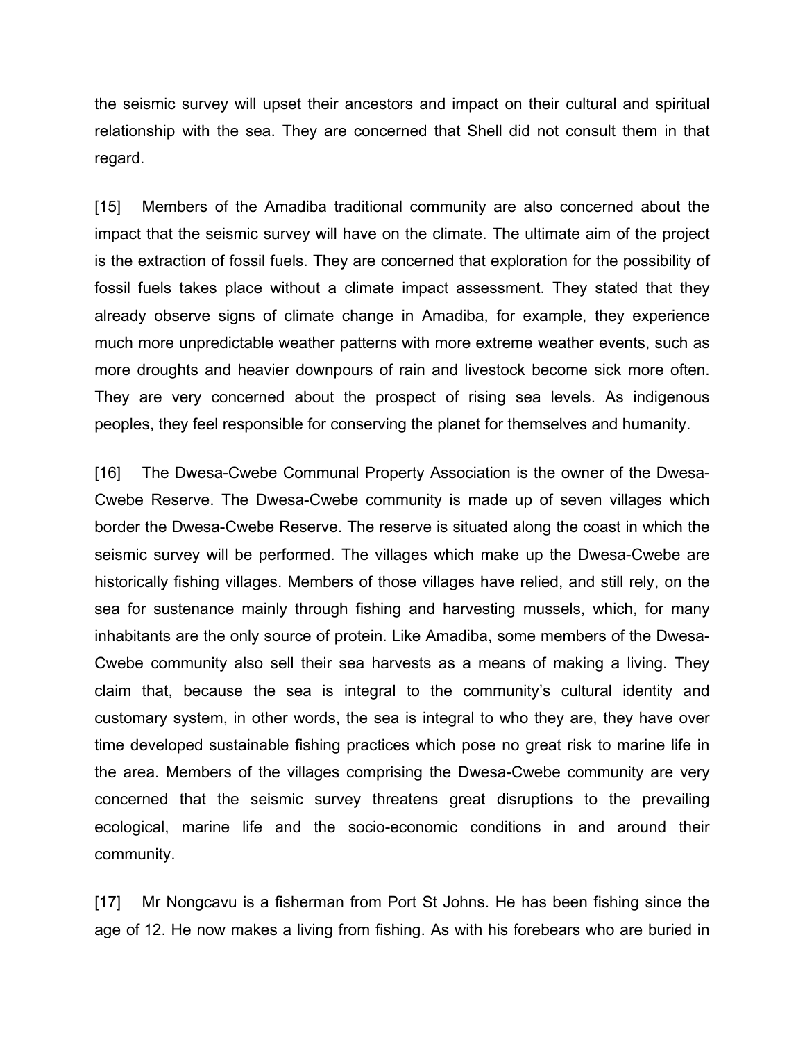the seismic survey will upset their ancestors and impact on their cultural and spiritual relationship with the sea. They are concerned that Shell did not consult them in that regard.

[15] Members of the Amadiba traditional community are also concerned about the impact that the seismic survey will have on the climate. The ultimate aim of the project is the extraction of fossil fuels. They are concerned that exploration for the possibility of fossil fuels takes place without a climate impact assessment. They stated that they already observe signs of climate change in Amadiba, for example, they experience much more unpredictable weather patterns with more extreme weather events, such as more droughts and heavier downpours of rain and livestock become sick more often. They are very concerned about the prospect of rising sea levels. As indigenous peoples, they feel responsible for conserving the planet for themselves and humanity.

[16] The Dwesa-Cwebe Communal Property Association is the owner of the Dwesa-Cwebe Reserve. The Dwesa-Cwebe community is made up of seven villages which border the Dwesa-Cwebe Reserve. The reserve is situated along the coast in which the seismic survey will be performed. The villages which make up the Dwesa-Cwebe are historically fishing villages. Members of those villages have relied, and still rely, on the sea for sustenance mainly through fishing and harvesting mussels, which, for many inhabitants are the only source of protein. Like Amadiba, some members of the Dwesa-Cwebe community also sell their sea harvests as a means of making a living. They claim that, because the sea is integral to the community's cultural identity and customary system, in other words, the sea is integral to who they are, they have over time developed sustainable fishing practices which pose no great risk to marine life in the area. Members of the villages comprising the Dwesa-Cwebe community are very concerned that the seismic survey threatens great disruptions to the prevailing ecological, marine life and the socio-economic conditions in and around their community.

[17] Mr Nongcavu is a fisherman from Port St Johns. He has been fishing since the age of 12. He now makes a living from fishing. As with his forebears who are buried in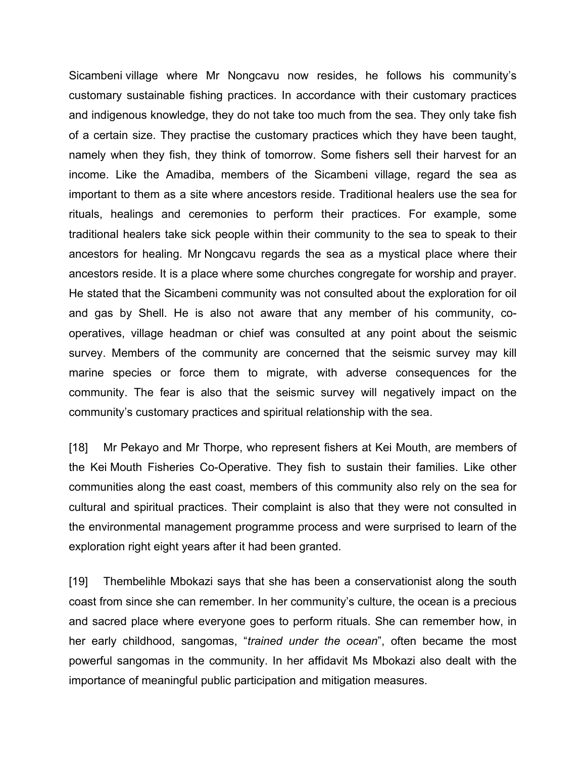Sicambeni village where Mr Nongcavu now resides, he follows his community's customary sustainable fishing practices. In accordance with their customary practices and indigenous knowledge, they do not take too much from the sea. They only take fish of a certain size. They practise the customary practices which they have been taught, namely when they fish, they think of tomorrow. Some fishers sell their harvest for an income. Like the Amadiba, members of the Sicambeni village, regard the sea as important to them as a site where ancestors reside. Traditional healers use the sea for rituals, healings and ceremonies to perform their practices. For example, some traditional healers take sick people within their community to the sea to speak to their ancestors for healing. Mr Nongcavu regards the sea as a mystical place where their ancestors reside. It is a place where some churches congregate for worship and prayer. He stated that the Sicambeni community was not consulted about the exploration for oil and gas by Shell. He is also not aware that any member of his community, co-operatives, village headman or chief was consulted at any point about the seismic survey. Members of the community are concerned that the seismic survey may kill marine species or force them to migrate, with adverse consequences for the community. The fear is also that the seismic survey will negatively impact on the community's customary practices and spiritual relationship with the sea.

[18] Mr Pekayo and Mr Thorpe, who represent fishers at Kei Mouth, are members of the Kei Mouth Fisheries Co-Operative. They fish to sustain their families. Like other communities along the east coast, members of this community also rely on the sea for cultural and spiritual practices. Their complaint is also that they were not consulted in the environmental management programme process and were surprised to learn of the exploration right eight years after it had been granted.

[19] Thembelihle Mbokazi says that she has been a conservationist along the south coast from since she can remember. In her community's culture, the ocean is a precious and sacred place where everyone goes to perform rituals. She can remember how, in her early childhood, sangomas, "*trained under the ocean*", often became the most powerful sangomas in the community. In her affidavit Ms Mbokazi also dealt with the importance of meaningful public participation and mitigation measures.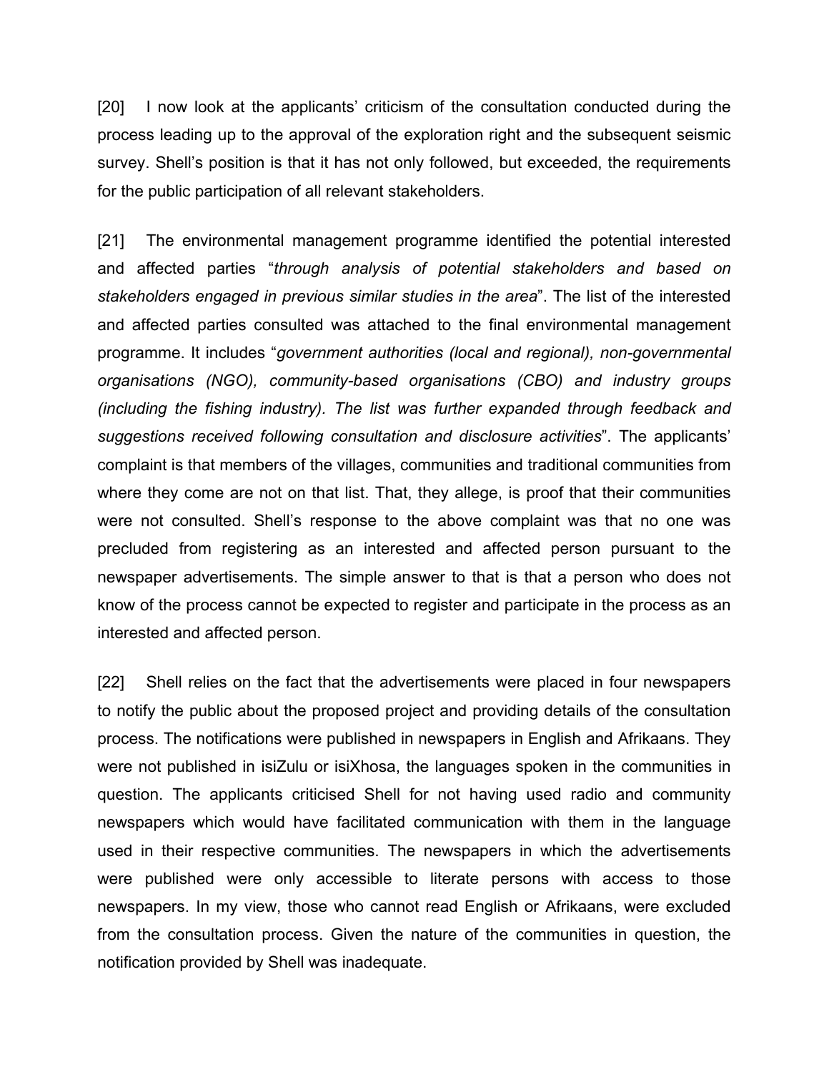[20] I now look at the applicants' criticism of the consultation conducted during the process leading up to the approval of the exploration right and the subsequent seismic survey. Shell's position is that it has not only followed, but exceeded, the requirements for the public participation of all relevant stakeholders.

[21] The environmental management programme identified the potential interested and affected parties "*through analysis of potential stakeholders and based on stakeholders engaged in previous similar studies in the area*". The list of the interested and affected parties consulted was attached to the final environmental management programme. It includes "*government authorities (local and regional), non-governmental organisations (NGO), community-based organisations (CBO) and industry groups (including the fishing industry). The list was further expanded through feedback and suggestions received following consultation and disclosure activities*". The applicants' complaint is that members of the villages, communities and traditional communities from where they come are not on that list. That, they allege, is proof that their communities were not consulted. Shell's response to the above complaint was that no one was precluded from registering as an interested and affected person pursuant to the newspaper advertisements. The simple answer to that is that a person who does not know of the process cannot be expected to register and participate in the process as an interested and affected person.

[22] Shell relies on the fact that the advertisements were placed in four newspapers to notify the public about the proposed project and providing details of the consultation process. The notifications were published in newspapers in English and Afrikaans. They were not published in isiZulu or isiXhosa, the languages spoken in the communities in question. The applicants criticised Shell for not having used radio and community newspapers which would have facilitated communication with them in the language used in their respective communities. The newspapers in which the advertisements were published were only accessible to literate persons with access to those newspapers. In my view, those who cannot read English or Afrikaans, were excluded from the consultation process. Given the nature of the communities in question, the notification provided by Shell was inadequate.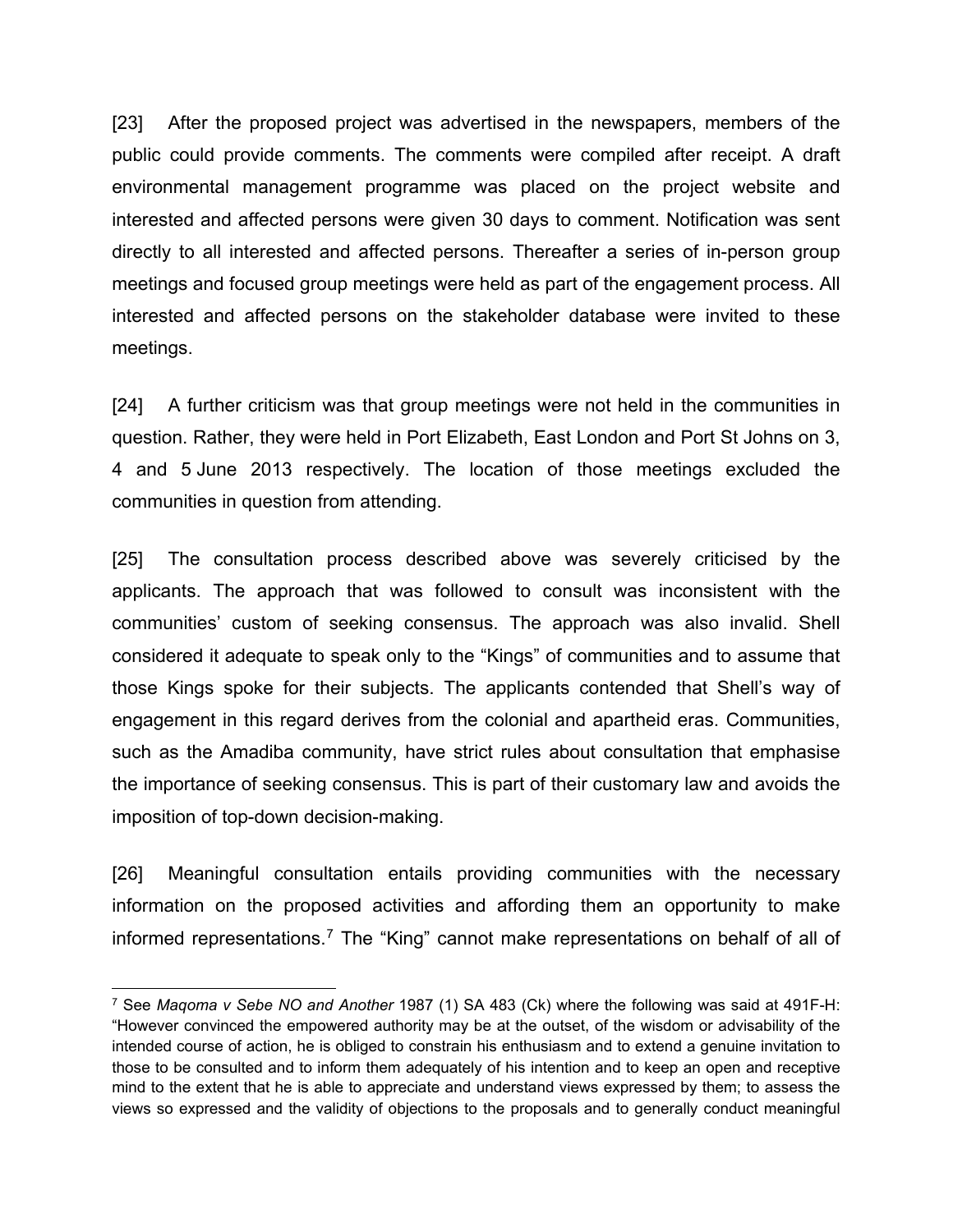[23] After the proposed project was advertised in the newspapers, members of the public could provide comments. The comments were compiled after receipt. A draft environmental management programme was placed on the project website and interested and affected persons were given 30 days to comment. Notification was sent directly to all interested and affected persons. Thereafter a series of in-person group meetings and focused group meetings were held as part of the engagement process. All interested and affected persons on the stakeholder database were invited to these meetings.

[24] A further criticism was that group meetings were not held in the communities in question. Rather, they were held in Port Elizabeth, East London and Port St Johns on 3, 4 and 5 June 2013 respectively. The location of those meetings excluded the communities in question from attending.

[25] The consultation process described above was severely criticised by the applicants. The approach that was followed to consult was inconsistent with the communities' custom of seeking consensus. The approach was also invalid. Shell considered it adequate to speak only to the "Kings" of communities and to assume that those Kings spoke for their subjects. The applicants contended that Shell's way of engagement in this regard derives from the colonial and apartheid eras. Communities, such as the Amadiba community, have strict rules about consultation that emphasise the importance of seeking consensus. This is part of their customary law and avoids the imposition of top-down decision-making.

[26] Meaningful consultation entails providing communities with the necessary information on the proposed activities and affording them an opportunity to make informed representations.[7] The "King" cannot make representations on behalf of all of

---

[7] See *Maqoma v Sebe NO and Another* 1987 (1) SA 483 (Ck) where the following was said at 491F-H: "However convinced the empowered authority may be at the outset, of the wisdom or advisability of the intended course of action, he is obliged to constrain his enthusiasm and to extend a genuine invitation to those to be consulted and to inform them adequately of his intention and to keep an open and receptive mind to the extent that he is able to appreciate and understand views expressed by them; to assess the views so expressed and the validity of objections to the proposals and to generally conduct meaningful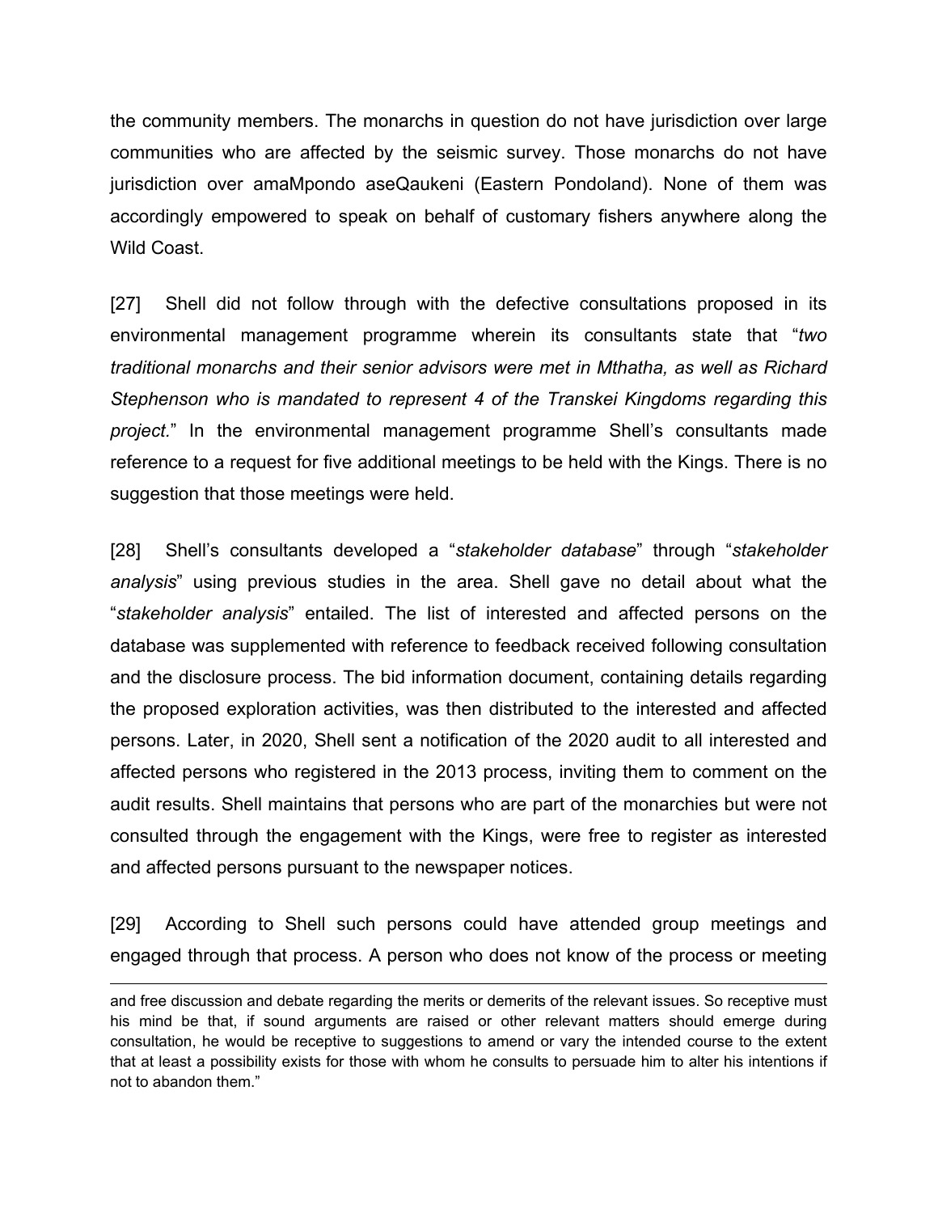the community members. The monarchs in question do not have jurisdiction over large communities who are affected by the seismic survey. Those monarchs do not have jurisdiction over amaMpondo aseQaukeni (Eastern Pondoland). None of them was accordingly empowered to speak on behalf of customary fishers anywhere along the Wild Coast.

[27] Shell did not follow through with the defective consultations proposed in its environmental management programme wherein its consultants state that "*two traditional monarchs and their senior advisors were met in Mthatha, as well as Richard Stephenson who is mandated to represent 4 of the Transkei Kingdoms regarding this project.*" In the environmental management programme Shell's consultants made reference to a request for five additional meetings to be held with the Kings. There is no suggestion that those meetings were held.

[28] Shell's consultants developed a "*stakeholder database*" through "*stakeholder analysis*" using previous studies in the area. Shell gave no detail about what the "*stakeholder analysis*" entailed. The list of interested and affected persons on the database was supplemented with reference to feedback received following consultation and the disclosure process. The bid information document, containing details regarding the proposed exploration activities, was then distributed to the interested and affected persons. Later, in 2020, Shell sent a notification of the 2020 audit to all interested and affected persons who registered in the 2013 process, inviting them to comment on the audit results. Shell maintains that persons who are part of the monarchies but were not consulted through the engagement with the Kings, were free to register as interested and affected persons pursuant to the newspaper notices.

[29] According to Shell such persons could have attended group meetings and engaged through that process. A person who does not know of the process or meeting

---

and free discussion and debate regarding the merits or demerits of the relevant issues. So receptive must his mind be that, if sound arguments are raised or other relevant matters should emerge during consultation, he would be receptive to suggestions to amend or vary the intended course to the extent that at least a possibility exists for those with whom he consults to persuade him to alter his intentions if not to abandon them."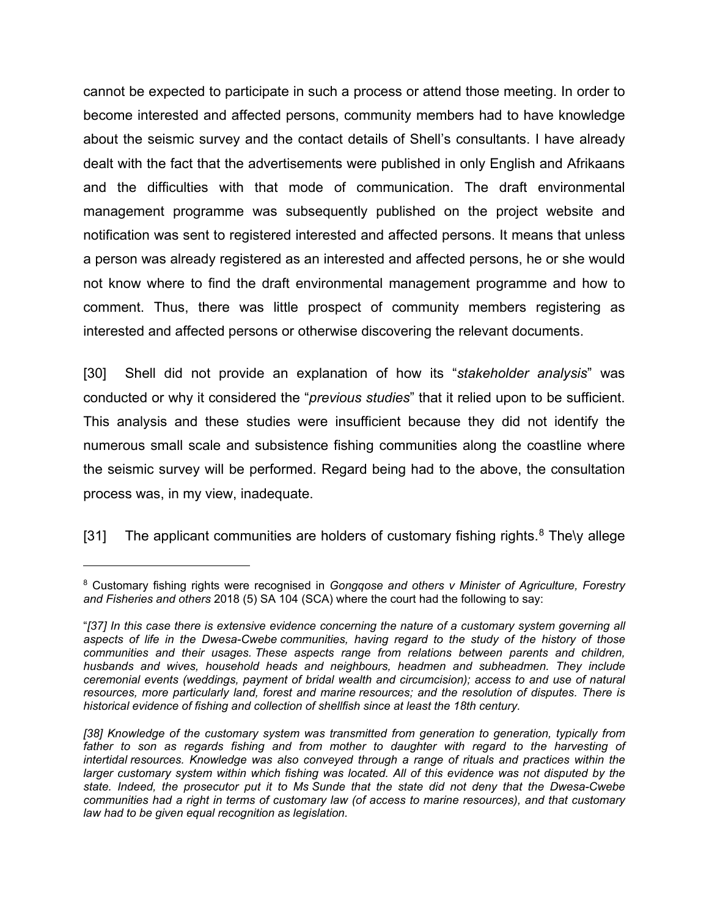cannot be expected to participate in such a process or attend those meeting. In order to become interested and affected persons, community members had to have knowledge about the seismic survey and the contact details of Shell's consultants. I have already dealt with the fact that the advertisements were published in only English and Afrikaans and the difficulties with that mode of communication. The draft environmental management programme was subsequently published on the project website and notification was sent to registered interested and affected persons. It means that unless a person was already registered as an interested and affected persons, he or she would not know where to find the draft environmental management programme and how to comment. Thus, there was little prospect of community members registering as interested and affected persons or otherwise discovering the relevant documents.

[30] Shell did not provide an explanation of how its "*stakeholder analysis*" was conducted or why it considered the "*previous studies*" that it relied upon to be sufficient. This analysis and these studies were insufficient because they did not identify the numerous small scale and subsistence fishing communities along the coastline where the seismic survey will be performed. Regard being had to the above, the consultation process was, in my view, inadequate.

[31] The applicant communities are holders of customary fishing rights.[8] The\y allege

---

[8] Customary fishing rights were recognised in *Gongqose and others v Minister of Agriculture, Forestry and Fisheries and others* 2018 (5) SA 104 (SCA) where the court had the following to say:

"*[37] In this case there is extensive evidence concerning the nature of a customary system governing all aspects of life in the Dwesa-Cwebe communities, having regard to the study of the history of those communities and their usages. These aspects range from relations between parents and children, husbands and wives, household heads and neighbours, headmen and subheadmen. They include ceremonial events (weddings, payment of bridal wealth and circumcision); access to and use of natural resources, more particularly land, forest and marine resources; and the resolution of disputes. There is historical evidence of fishing and collection of shellfish since at least the 18th century.*

*[38] Knowledge of the customary system was transmitted from generation to generation, typically from father to son as regards fishing and from mother to daughter with regard to the harvesting of intertidal resources. Knowledge was also conveyed through a range of rituals and practices within the larger customary system within which fishing was located. All of this evidence was not disputed by the state. Indeed, the prosecutor put it to Ms Sunde that the state did not deny that the Dwesa-Cwebe communities had a right in terms of customary law (of access to marine resources), and that customary law had to be given equal recognition as legislation.*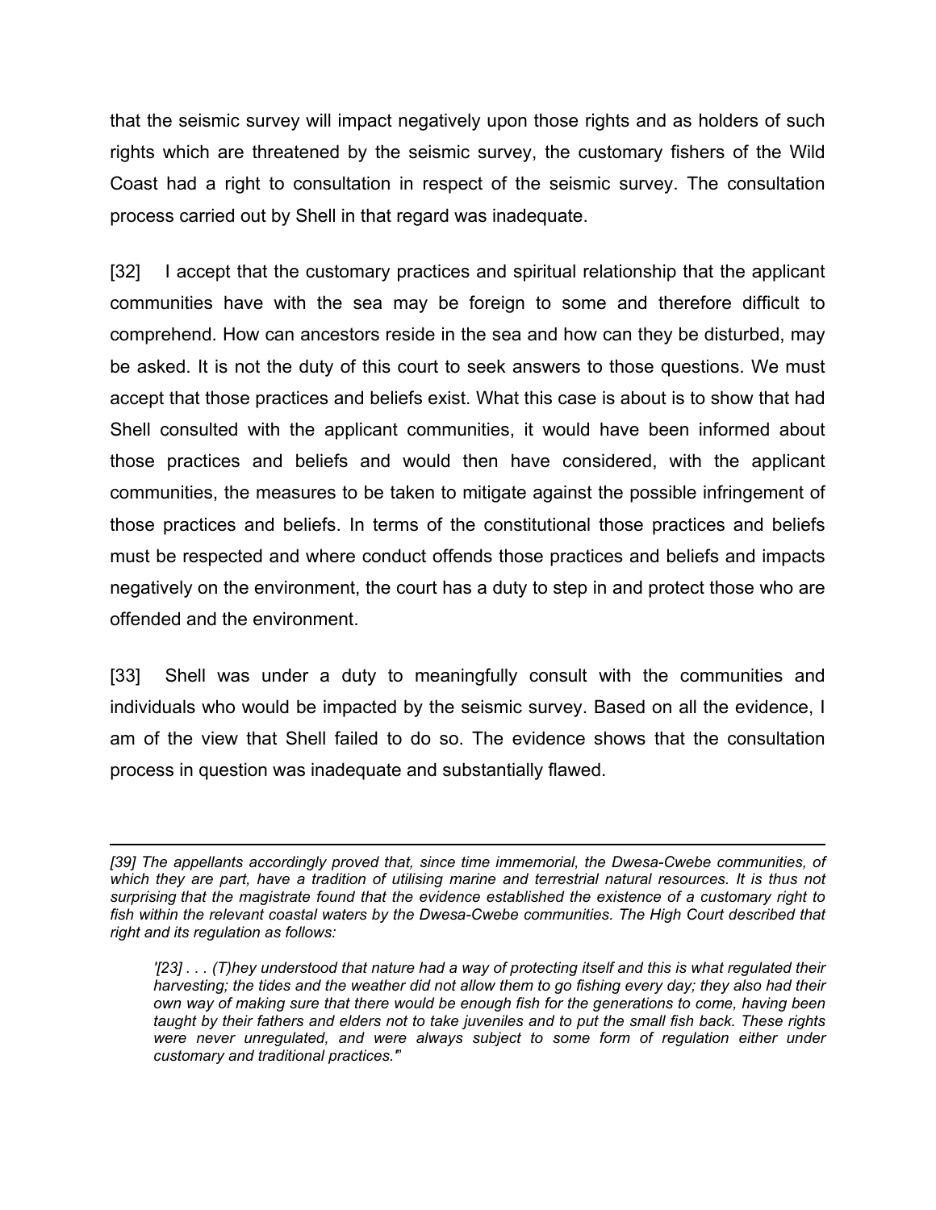that the seismic survey will impact negatively upon those rights and as holders of such rights which are threatened by the seismic survey, the customary fishers of the Wild Coast had a right to consultation in respect of the seismic survey. The consultation process carried out by Shell in that regard was inadequate.

[32] I accept that the customary practices and spiritual relationship that the applicant communities have with the sea may be foreign to some and therefore difficult to comprehend. How can ancestors reside in the sea and how can they be disturbed, may be asked. It is not the duty of this court to seek answers to those questions. We must accept that those practices and beliefs exist. What this case is about is to show that had Shell consulted with the applicant communities, it would have been informed about those practices and beliefs and would then have considered, with the applicant communities, the measures to be taken to mitigate against the possible infringement of those practices and beliefs. In terms of the constitutional those practices and beliefs must be respected and where conduct offends those practices and beliefs and impacts negatively on the environment, the court has a duty to step in and protect those who are offended and the environment.

[33] Shell was under a duty to meaningfully consult with the communities and individuals who would be impacted by the seismic survey. Based on all the evidence, I am of the view that Shell failed to do so. The evidence shows that the consultation process in question was inadequate and substantially flawed.

---

*[39] The appellants accordingly proved that, since time immemorial, the Dwesa-Cwebe communities, of which they are part, have a tradition of utilising marine and terrestrial natural resources. It is thus not surprising that the magistrate found that the evidence established the existence of a customary right to fish within the relevant coastal waters by the Dwesa-Cwebe communities. The High Court described that right and its regulation as follows:*

> *'[23] . . . (T)hey understood that nature had a way of protecting itself and this is what regulated their harvesting; the tides and the weather did not allow them to go fishing every day; they also had their own way of making sure that there would be enough fish for the generations to come, having been taught by their fathers and elders not to take juveniles and to put the small fish back. These rights were never unregulated, and were always subject to some form of regulation either under customary and traditional practices.'"*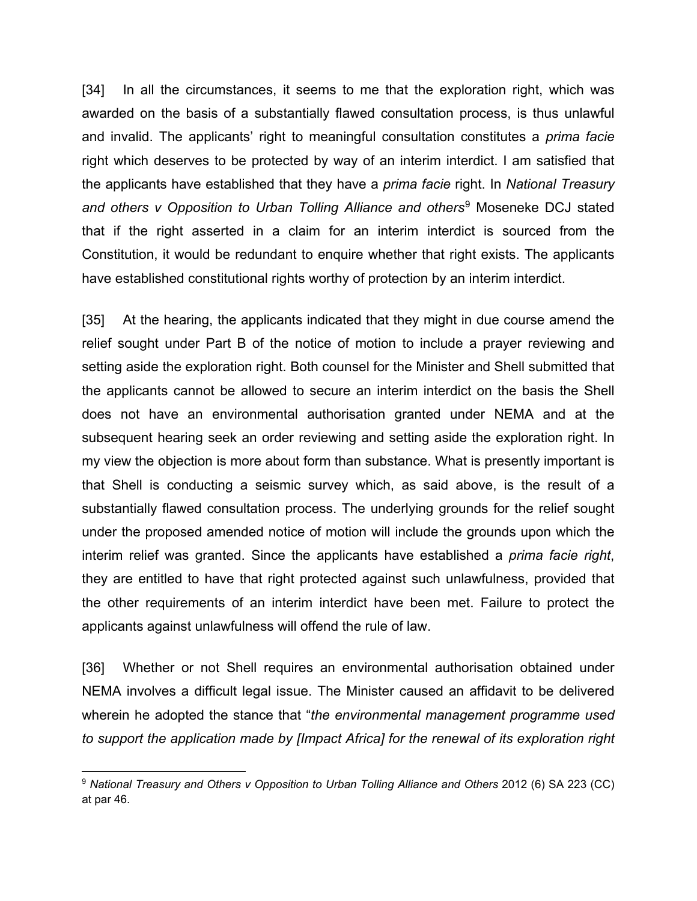[34] In all the circumstances, it seems to me that the exploration right, which was awarded on the basis of a substantially flawed consultation process, is thus unlawful and invalid. The applicants' right to meaningful consultation constitutes a *prima facie* right which deserves to be protected by way of an interim interdict. I am satisfied that the applicants have established that they have a *prima facie* right. In *National Treasury and others v Opposition to Urban Tolling Alliance and others*[9] Moseneke DCJ stated that if the right asserted in a claim for an interim interdict is sourced from the Constitution, it would be redundant to enquire whether that right exists. The applicants have established constitutional rights worthy of protection by an interim interdict.

[35] At the hearing, the applicants indicated that they might in due course amend the relief sought under Part B of the notice of motion to include a prayer reviewing and setting aside the exploration right. Both counsel for the Minister and Shell submitted that the applicants cannot be allowed to secure an interim interdict on the basis the Shell does not have an environmental authorisation granted under NEMA and at the subsequent hearing seek an order reviewing and setting aside the exploration right. In my view the objection is more about form than substance. What is presently important is that Shell is conducting a seismic survey which, as said above, is the result of a substantially flawed consultation process. The underlying grounds for the relief sought under the proposed amended notice of motion will include the grounds upon which the interim relief was granted. Since the applicants have established a *prima facie right*, they are entitled to have that right protected against such unlawfulness, provided that the other requirements of an interim interdict have been met. Failure to protect the applicants against unlawfulness will offend the rule of law.

[36] Whether or not Shell requires an environmental authorisation obtained under NEMA involves a difficult legal issue. The Minister caused an affidavit to be delivered wherein he adopted the stance that "*the environmental management programme used to support the application made by [Impact Africa] for the renewal of its exploration right*

[9] *National Treasury and Others v Opposition to Urban Tolling Alliance and Others* 2012 (6) SA 223 (CC) at par 46.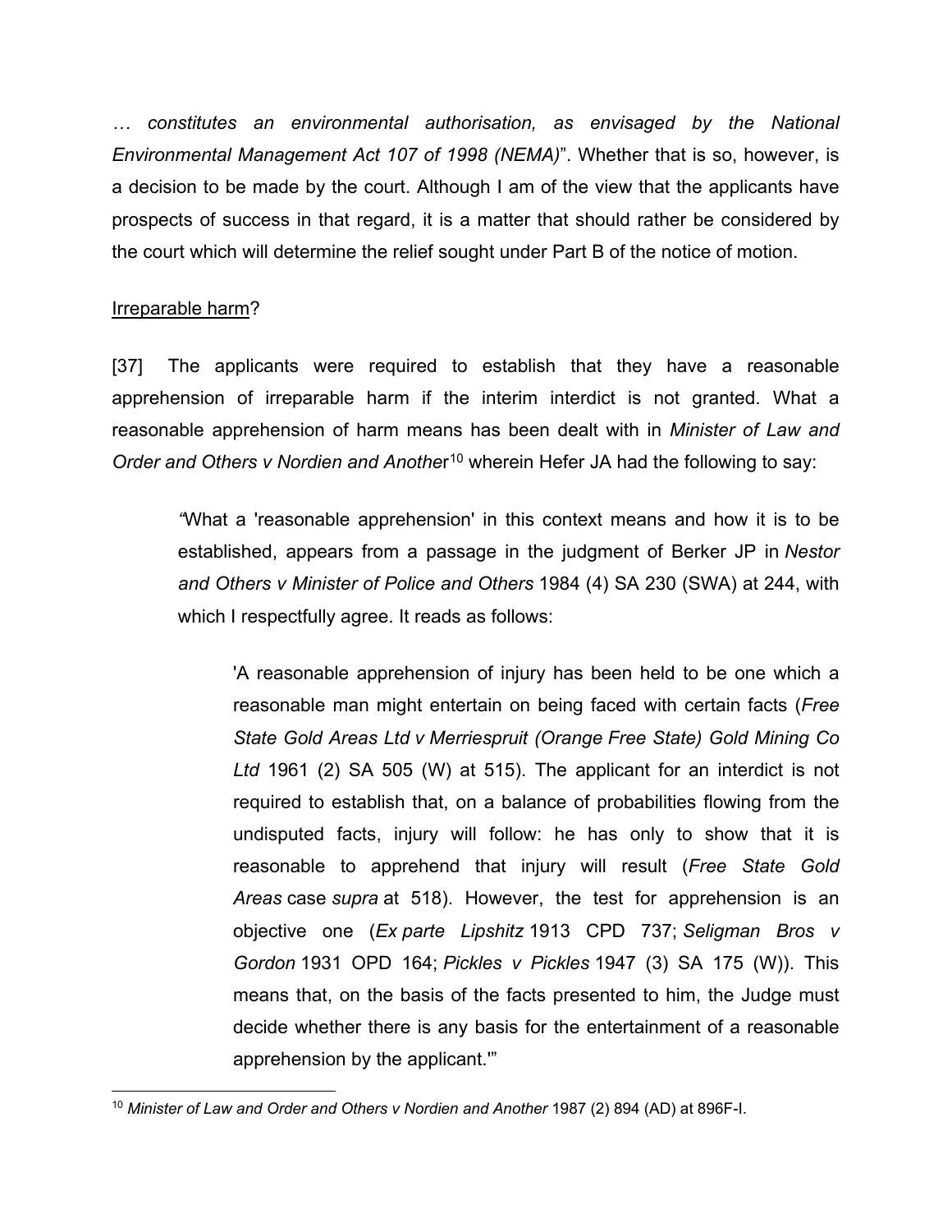*… constitutes an environmental authorisation, as envisaged by the National Environmental Management Act 107 of 1998 (NEMA)*". Whether that is so, however, is a decision to be made by the court. Although I am of the view that the applicants have prospects of success in that regard, it is a matter that should rather be considered by the court which will determine the relief sought under Part B of the notice of motion.

Irreparable harm?

[37] The applicants were required to establish that they have a reasonable apprehension of irreparable harm if the interim interdict is not granted. What a reasonable apprehension of harm means has been dealt with in *Minister of Law and Order and Others v Nordien and Another*[10] wherein Hefer JA had the following to say:

> *"*What a 'reasonable apprehension' in this context means and how it is to be established, appears from a passage in the judgment of Berker JP in *Nestor and Others v Minister of Police and Others* 1984 (4) SA 230 (SWA) at 244, with which I respectfully agree. It reads as follows:
>
> > 'A reasonable apprehension of injury has been held to be one which a reasonable man might entertain on being faced with certain facts (*Free State Gold Areas Ltd v Merriespruit (Orange Free State) Gold Mining Co Ltd* 1961 (2) SA 505 (W) at 515). The applicant for an interdict is not required to establish that, on a balance of probabilities flowing from the undisputed facts, injury will follow: he has only to show that it is reasonable to apprehend that injury will result (*Free State Gold Areas* case *supra* at 518). However, the test for apprehension is an objective one (*Ex parte Lipshitz* 1913 CPD 737; *Seligman Bros v Gordon* 1931 OPD 164; *Pickles v Pickles* 1947 (3) SA 175 (W)). This means that, on the basis of the facts presented to him, the Judge must decide whether there is any basis for the entertainment of a reasonable apprehension by the applicant.'"

---

[10] *Minister of Law and Order and Others v Nordien and Another* 1987 (2) 894 (AD) at 896F-I.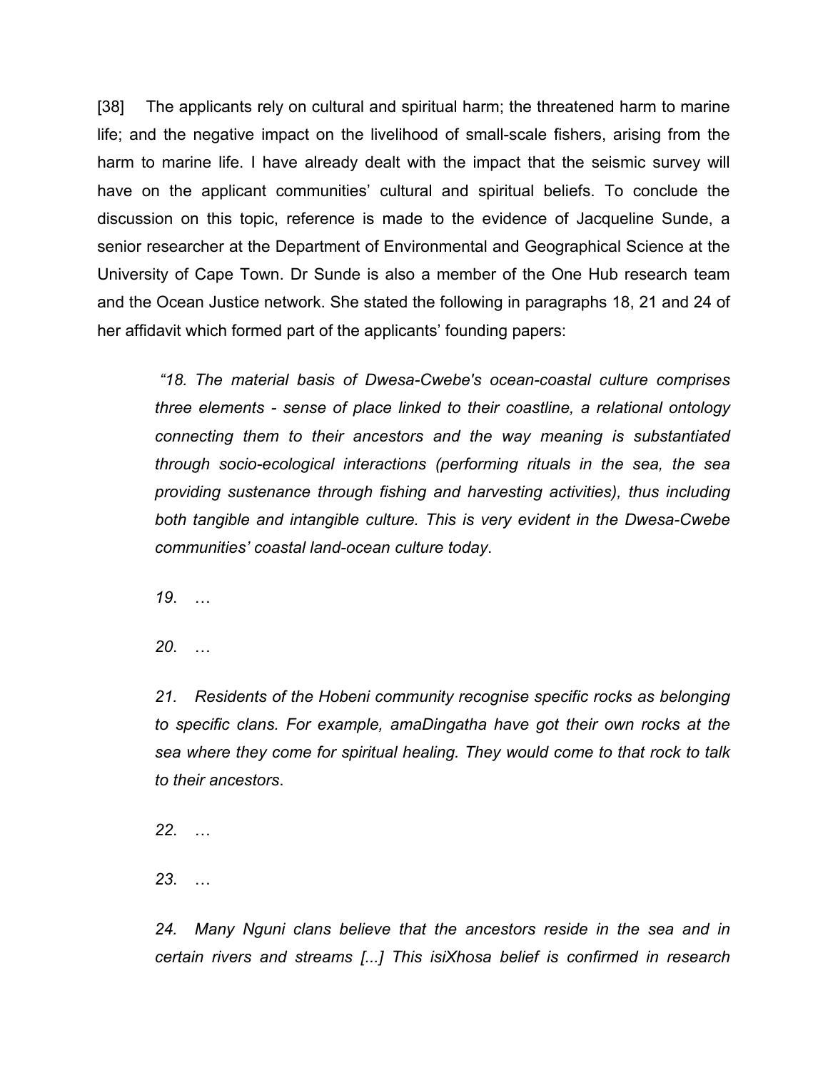[38] The applicants rely on cultural and spiritual harm; the threatened harm to marine life; and the negative impact on the livelihood of small-scale fishers, arising from the harm to marine life. I have already dealt with the impact that the seismic survey will have on the applicant communities' cultural and spiritual beliefs. To conclude the discussion on this topic, reference is made to the evidence of Jacqueline Sunde, a senior researcher at the Department of Environmental and Geographical Science at the University of Cape Town. Dr Sunde is also a member of the One Hub research team and the Ocean Justice network. She stated the following in paragraphs 18, 21 and 24 of her affidavit which formed part of the applicants' founding papers:

> *"18. The material basis of Dwesa-Cwebe's ocean-coastal culture comprises three elements - sense of place linked to their coastline, a relational ontology connecting them to their ancestors and the way meaning is substantiated through socio-ecological interactions (performing rituals in the sea, the sea providing sustenance through fishing and harvesting activities), thus including both tangible and intangible culture. This is very evident in the Dwesa-Cwebe communities' coastal land-ocean culture today*.
>
> *19. …*
>
> *20. …*
>
> *21. Residents of the Hobeni community recognise specific rocks as belonging to specific clans. For example, amaDingatha have got their own rocks at the sea where they come for spiritual healing. They would come to that rock to talk to their ancestors*.
>
> *22. …*
>
> *23. …*
>
> *24. Many Nguni clans believe that the ancestors reside in the sea and in certain rivers and streams [...] This isiXhosa belief is confirmed in research*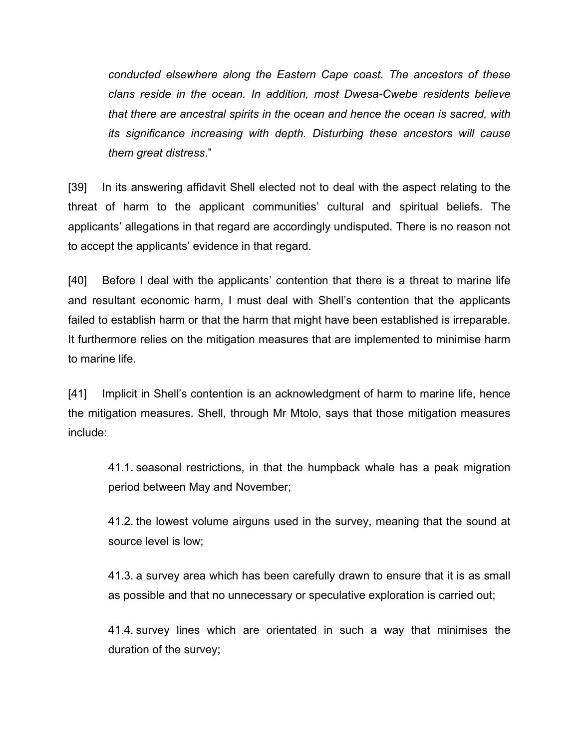*conducted elsewhere along the Eastern Cape coast. The ancestors of these clans reside in the ocean. In addition, most Dwesa-Cwebe residents believe that there are ancestral spirits in the ocean and hence the ocean is sacred, with its significance increasing with depth. Disturbing these ancestors will cause them great distress*."

[39] In its answering affidavit Shell elected not to deal with the aspect relating to the threat of harm to the applicant communities' cultural and spiritual beliefs. The applicants' allegations in that regard are accordingly undisputed. There is no reason not to accept the applicants' evidence in that regard.

[40] Before I deal with the applicants' contention that there is a threat to marine life and resultant economic harm, I must deal with Shell's contention that the applicants failed to establish harm or that the harm that might have been established is irreparable. It furthermore relies on the mitigation measures that are implemented to minimise harm to marine life.

[41] Implicit in Shell's contention is an acknowledgment of harm to marine life, hence the mitigation measures. Shell, through Mr Mtolo, says that those mitigation measures include:

> 41.1. seasonal restrictions, in that the humpback whale has a peak migration period between May and November;
>
> 41.2. the lowest volume airguns used in the survey, meaning that the sound at source level is low;
>
> 41.3. a survey area which has been carefully drawn to ensure that it is as small as possible and that no unnecessary or speculative exploration is carried out;
>
> 41.4. survey lines which are orientated in such a way that minimises the duration of the survey;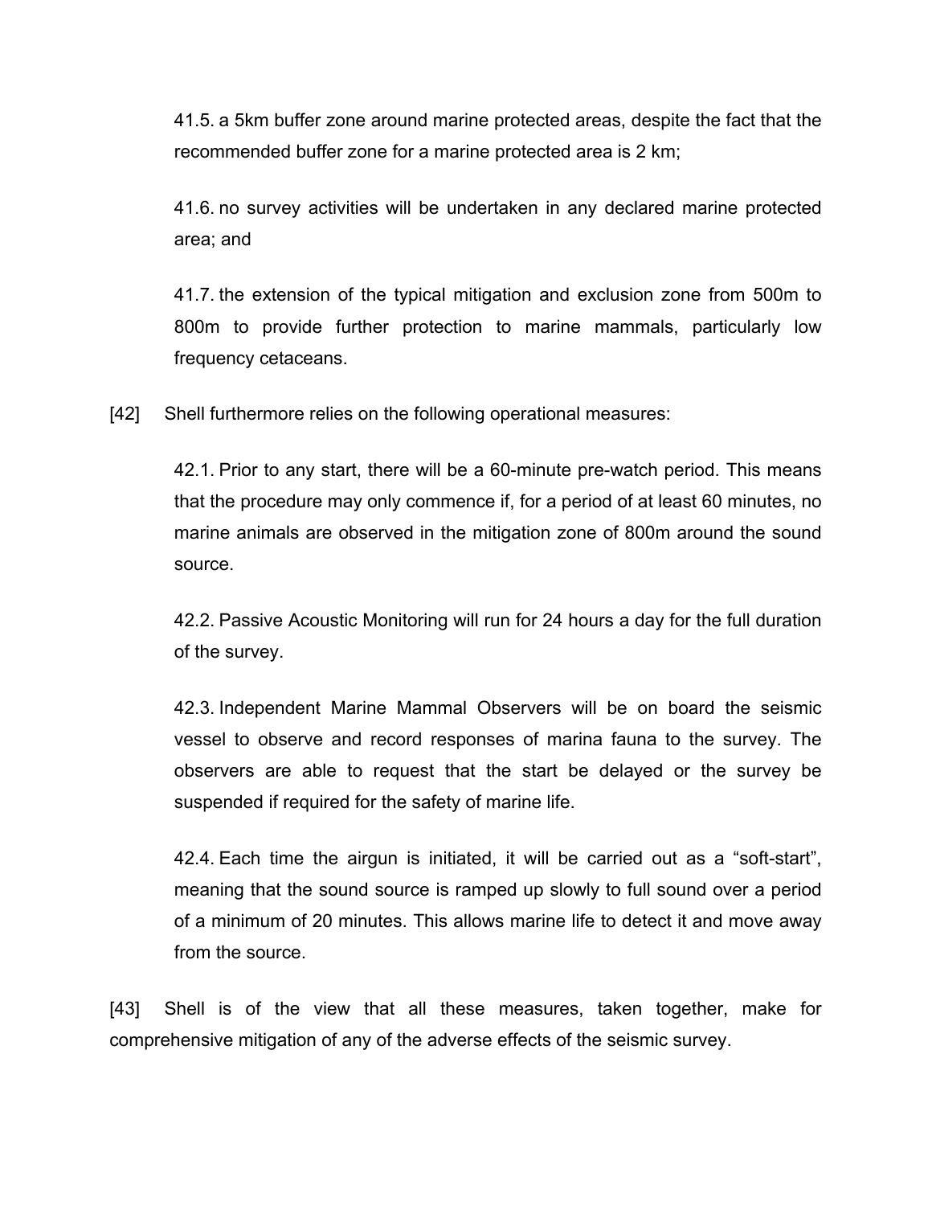41.5. a 5km buffer zone around marine protected areas, despite the fact that the recommended buffer zone for a marine protected area is 2 km;

41.6. no survey activities will be undertaken in any declared marine protected area; and

41.7. the extension of the typical mitigation and exclusion zone from 500m to 800m to provide further protection to marine mammals, particularly low frequency cetaceans.

[42] Shell furthermore relies on the following operational measures:

42.1. Prior to any start, there will be a 60-minute pre-watch period. This means that the procedure may only commence if, for a period of at least 60 minutes, no marine animals are observed in the mitigation zone of 800m around the sound source.

42.2. Passive Acoustic Monitoring will run for 24 hours a day for the full duration of the survey.

42.3. Independent Marine Mammal Observers will be on board the seismic vessel to observe and record responses of marina fauna to the survey. The observers are able to request that the start be delayed or the survey be suspended if required for the safety of marine life.

42.4. Each time the airgun is initiated, it will be carried out as a "soft-start", meaning that the sound source is ramped up slowly to full sound over a period of a minimum of 20 minutes. This allows marine life to detect it and move away from the source.

[43] Shell is of the view that all these measures, taken together, make for comprehensive mitigation of any of the adverse effects of the seismic survey.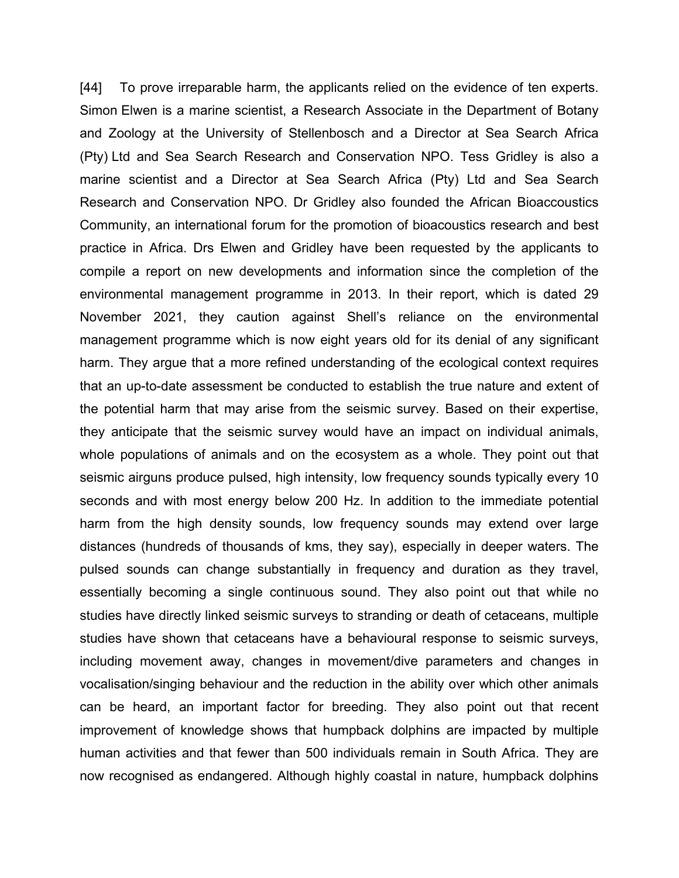[44] To prove irreparable harm, the applicants relied on the evidence of ten experts. Simon Elwen is a marine scientist, a Research Associate in the Department of Botany and Zoology at the University of Stellenbosch and a Director at Sea Search Africa (Pty) Ltd and Sea Search Research and Conservation NPO. Tess Gridley is also a marine scientist and a Director at Sea Search Africa (Pty) Ltd and Sea Search Research and Conservation NPO. Dr Gridley also founded the African Bioaccoustics Community, an international forum for the promotion of bioacoustics research and best practice in Africa. Drs Elwen and Gridley have been requested by the applicants to compile a report on new developments and information since the completion of the environmental management programme in 2013. In their report, which is dated 29 November 2021, they caution against Shell's reliance on the environmental management programme which is now eight years old for its denial of any significant harm. They argue that a more refined understanding of the ecological context requires that an up-to-date assessment be conducted to establish the true nature and extent of the potential harm that may arise from the seismic survey. Based on their expertise, they anticipate that the seismic survey would have an impact on individual animals, whole populations of animals and on the ecosystem as a whole. They point out that seismic airguns produce pulsed, high intensity, low frequency sounds typically every 10 seconds and with most energy below 200 Hz. In addition to the immediate potential harm from the high density sounds, low frequency sounds may extend over large distances (hundreds of thousands of kms, they say), especially in deeper waters. The pulsed sounds can change substantially in frequency and duration as they travel, essentially becoming a single continuous sound. They also point out that while no studies have directly linked seismic surveys to stranding or death of cetaceans, multiple studies have shown that cetaceans have a behavioural response to seismic surveys, including movement away, changes in movement/dive parameters and changes in vocalisation/singing behaviour and the reduction in the ability over which other animals can be heard, an important factor for breeding. They also point out that recent improvement of knowledge shows that humpback dolphins are impacted by multiple human activities and that fewer than 500 individuals remain in South Africa. They are now recognised as endangered. Although highly coastal in nature, humpback dolphins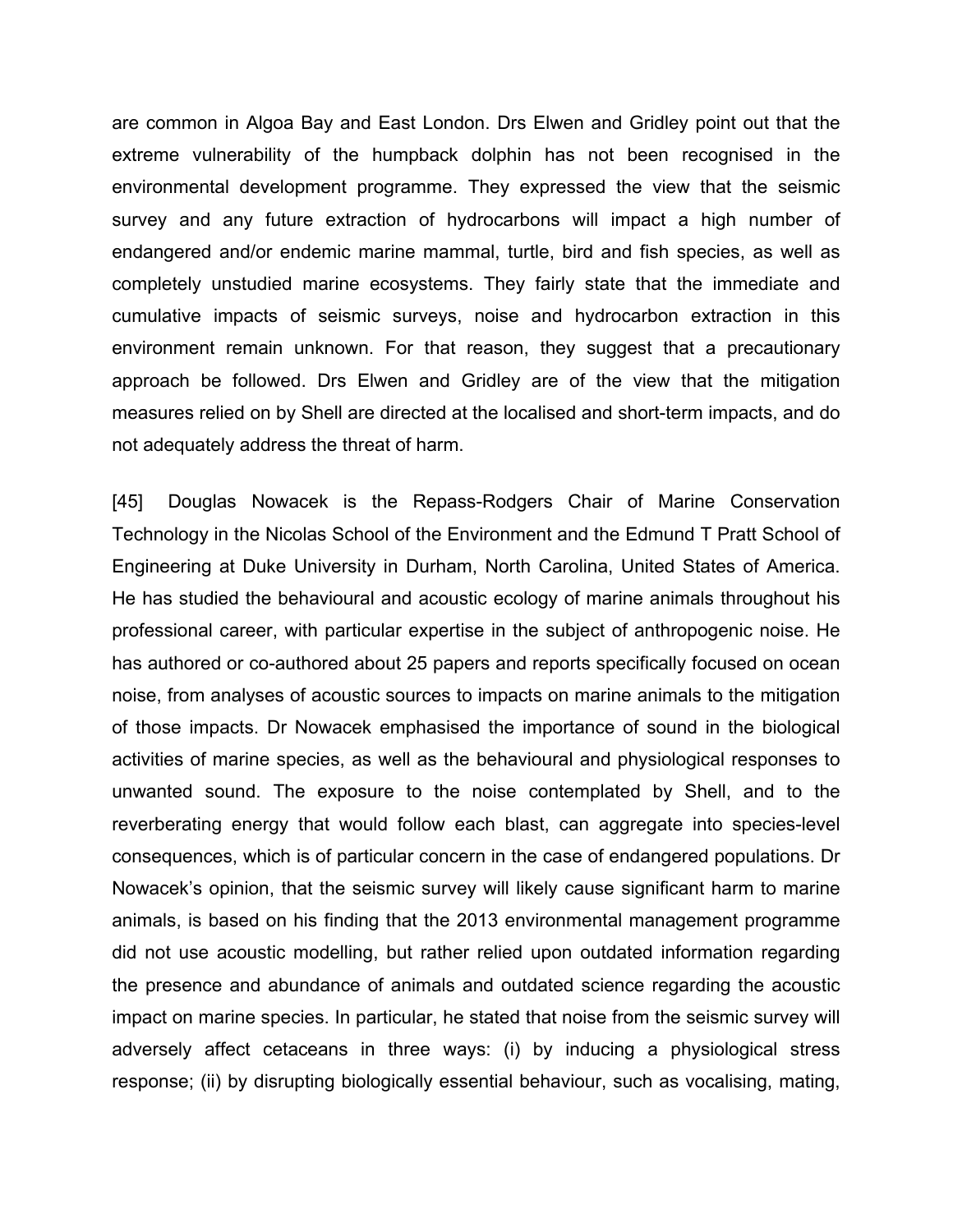are common in Algoa Bay and East London. Drs Elwen and Gridley point out that the extreme vulnerability of the humpback dolphin has not been recognised in the environmental development programme. They expressed the view that the seismic survey and any future extraction of hydrocarbons will impact a high number of endangered and/or endemic marine mammal, turtle, bird and fish species, as well as completely unstudied marine ecosystems. They fairly state that the immediate and cumulative impacts of seismic surveys, noise and hydrocarbon extraction in this environment remain unknown. For that reason, they suggest that a precautionary approach be followed. Drs Elwen and Gridley are of the view that the mitigation measures relied on by Shell are directed at the localised and short-term impacts, and do not adequately address the threat of harm.

[45] Douglas Nowacek is the Repass-Rodgers Chair of Marine Conservation Technology in the Nicolas School of the Environment and the Edmund T Pratt School of Engineering at Duke University in Durham, North Carolina, United States of America. He has studied the behavioural and acoustic ecology of marine animals throughout his professional career, with particular expertise in the subject of anthropogenic noise. He has authored or co-authored about 25 papers and reports specifically focused on ocean noise, from analyses of acoustic sources to impacts on marine animals to the mitigation of those impacts. Dr Nowacek emphasised the importance of sound in the biological activities of marine species, as well as the behavioural and physiological responses to unwanted sound. The exposure to the noise contemplated by Shell, and to the reverberating energy that would follow each blast, can aggregate into species-level consequences, which is of particular concern in the case of endangered populations. Dr Nowacek's opinion, that the seismic survey will likely cause significant harm to marine animals, is based on his finding that the 2013 environmental management programme did not use acoustic modelling, but rather relied upon outdated information regarding the presence and abundance of animals and outdated science regarding the acoustic impact on marine species. In particular, he stated that noise from the seismic survey will adversely affect cetaceans in three ways: (i) by inducing a physiological stress response; (ii) by disrupting biologically essential behaviour, such as vocalising, mating,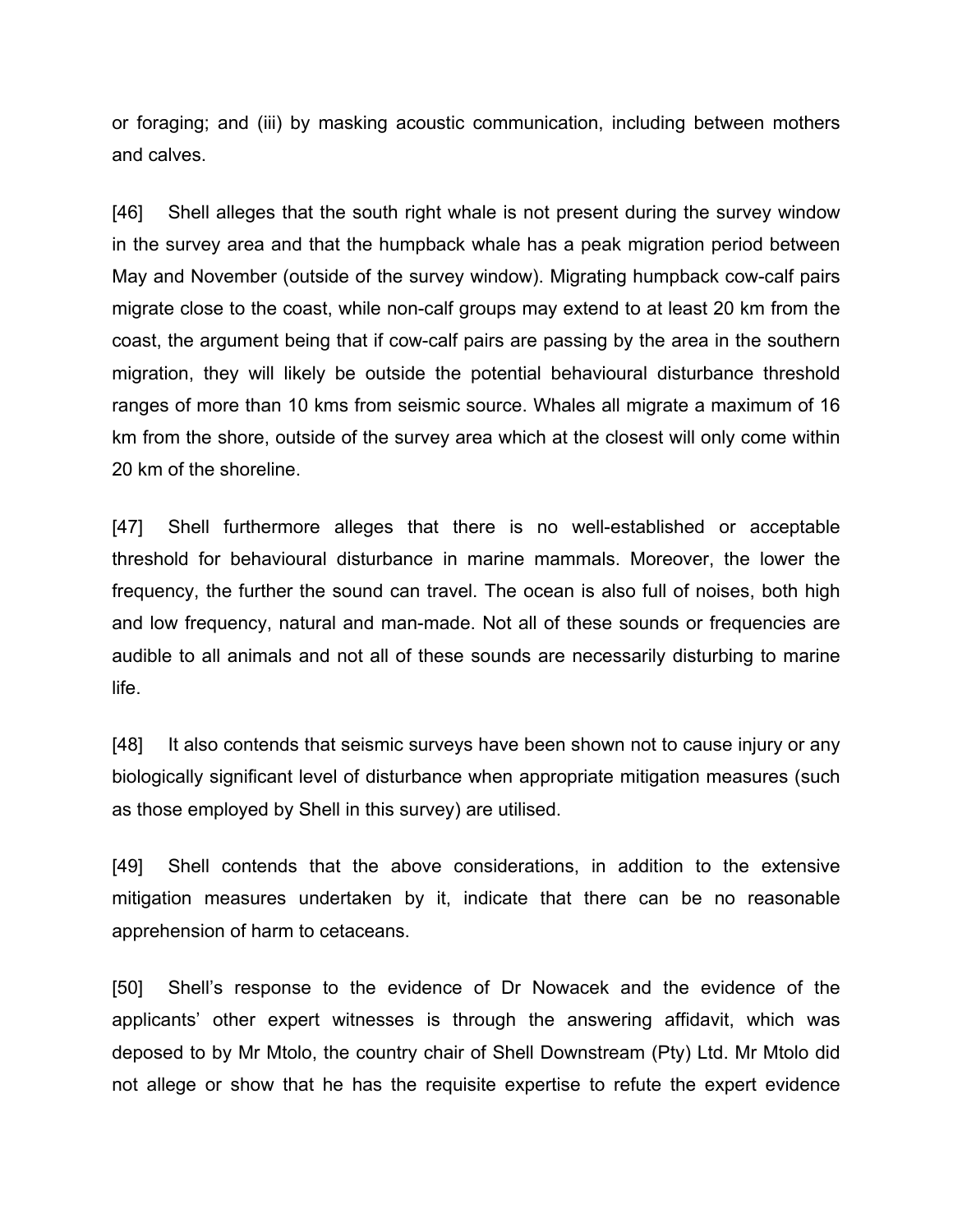or foraging; and (iii) by masking acoustic communication, including between mothers and calves.

[46] Shell alleges that the south right whale is not present during the survey window in the survey area and that the humpback whale has a peak migration period between May and November (outside of the survey window). Migrating humpback cow-calf pairs migrate close to the coast, while non-calf groups may extend to at least 20 km from the coast, the argument being that if cow-calf pairs are passing by the area in the southern migration, they will likely be outside the potential behavioural disturbance threshold ranges of more than 10 kms from seismic source. Whales all migrate a maximum of 16 km from the shore, outside of the survey area which at the closest will only come within 20 km of the shoreline.

[47] Shell furthermore alleges that there is no well-established or acceptable threshold for behavioural disturbance in marine mammals. Moreover, the lower the frequency, the further the sound can travel. The ocean is also full of noises, both high and low frequency, natural and man-made. Not all of these sounds or frequencies are audible to all animals and not all of these sounds are necessarily disturbing to marine life.

[48] It also contends that seismic surveys have been shown not to cause injury or any biologically significant level of disturbance when appropriate mitigation measures (such as those employed by Shell in this survey) are utilised.

[49] Shell contends that the above considerations, in addition to the extensive mitigation measures undertaken by it, indicate that there can be no reasonable apprehension of harm to cetaceans.

[50] Shell's response to the evidence of Dr Nowacek and the evidence of the applicants' other expert witnesses is through the answering affidavit, which was deposed to by Mr Mtolo, the country chair of Shell Downstream (Pty) Ltd. Mr Mtolo did not allege or show that he has the requisite expertise to refute the expert evidence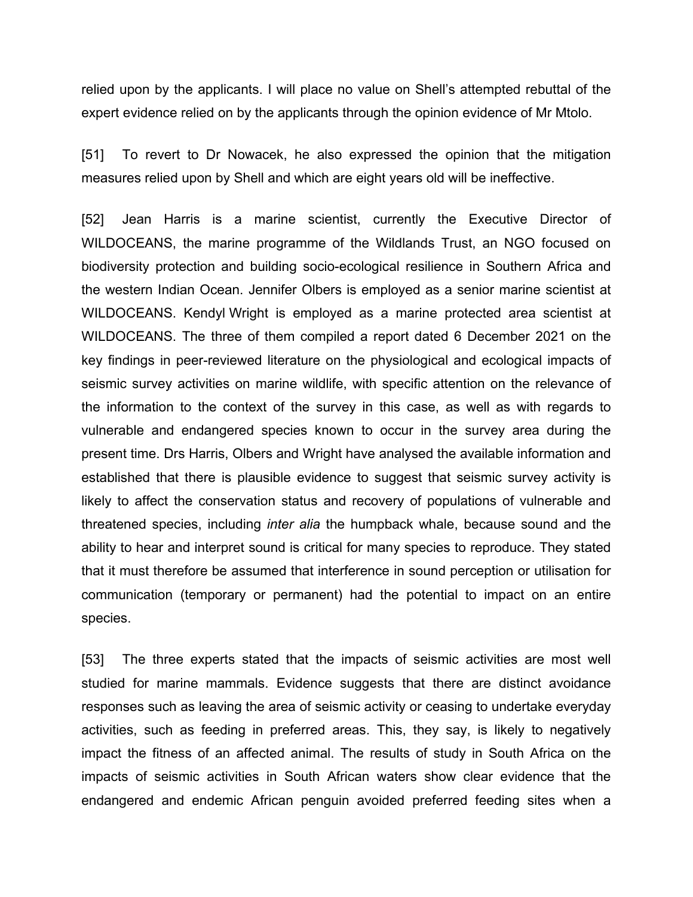relied upon by the applicants. I will place no value on Shell's attempted rebuttal of the expert evidence relied on by the applicants through the opinion evidence of Mr Mtolo.

[51] To revert to Dr Nowacek, he also expressed the opinion that the mitigation measures relied upon by Shell and which are eight years old will be ineffective.

[52] Jean Harris is a marine scientist, currently the Executive Director of WILDOCEANS, the marine programme of the Wildlands Trust, an NGO focused on biodiversity protection and building socio-ecological resilience in Southern Africa and the western Indian Ocean. Jennifer Olbers is employed as a senior marine scientist at WILDOCEANS. Kendyl Wright is employed as a marine protected area scientist at WILDOCEANS. The three of them compiled a report dated 6 December 2021 on the key findings in peer-reviewed literature on the physiological and ecological impacts of seismic survey activities on marine wildlife, with specific attention on the relevance of the information to the context of the survey in this case, as well as with regards to vulnerable and endangered species known to occur in the survey area during the present time. Drs Harris, Olbers and Wright have analysed the available information and established that there is plausible evidence to suggest that seismic survey activity is likely to affect the conservation status and recovery of populations of vulnerable and threatened species, including *inter alia* the humpback whale, because sound and the ability to hear and interpret sound is critical for many species to reproduce. They stated that it must therefore be assumed that interference in sound perception or utilisation for communication (temporary or permanent) had the potential to impact on an entire species.

[53] The three experts stated that the impacts of seismic activities are most well studied for marine mammals. Evidence suggests that there are distinct avoidance responses such as leaving the area of seismic activity or ceasing to undertake everyday activities, such as feeding in preferred areas. This, they say, is likely to negatively impact the fitness of an affected animal. The results of study in South Africa on the impacts of seismic activities in South African waters show clear evidence that the endangered and endemic African penguin avoided preferred feeding sites when a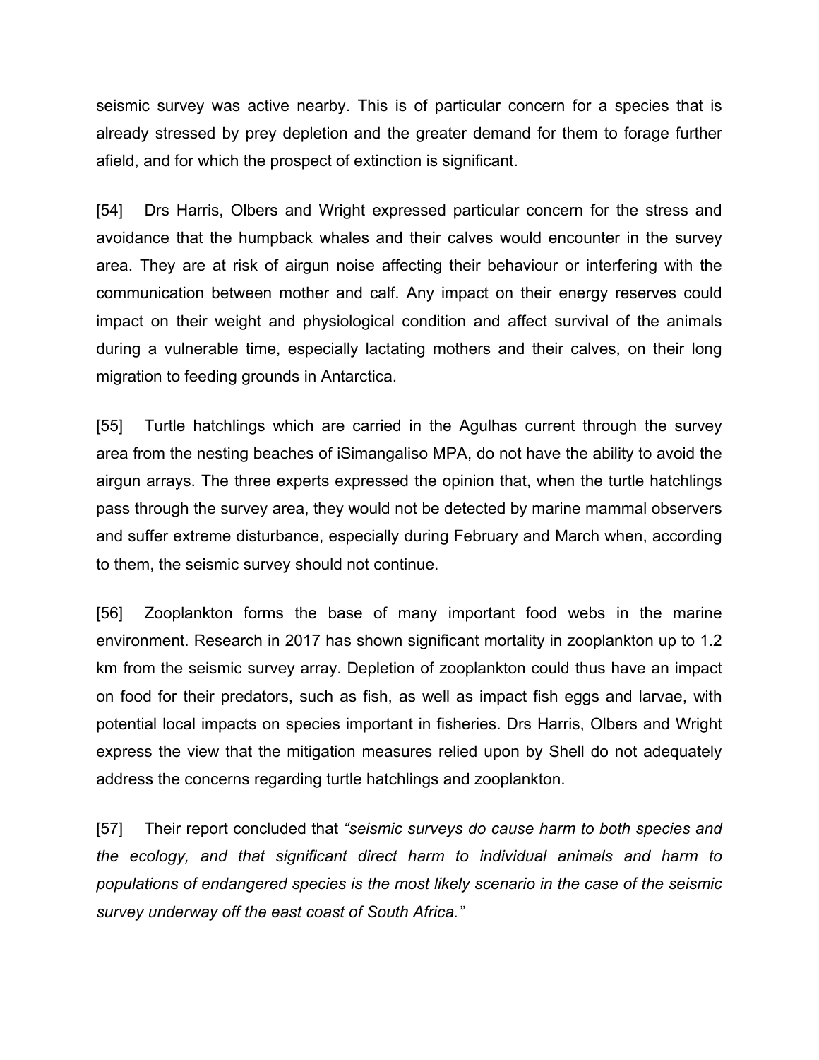seismic survey was active nearby. This is of particular concern for a species that is already stressed by prey depletion and the greater demand for them to forage further afield, and for which the prospect of extinction is significant.

[54] Drs Harris, Olbers and Wright expressed particular concern for the stress and avoidance that the humpback whales and their calves would encounter in the survey area. They are at risk of airgun noise affecting their behaviour or interfering with the communication between mother and calf. Any impact on their energy reserves could impact on their weight and physiological condition and affect survival of the animals during a vulnerable time, especially lactating mothers and their calves, on their long migration to feeding grounds in Antarctica.

[55] Turtle hatchlings which are carried in the Agulhas current through the survey area from the nesting beaches of iSimangaliso MPA, do not have the ability to avoid the airgun arrays. The three experts expressed the opinion that, when the turtle hatchlings pass through the survey area, they would not be detected by marine mammal observers and suffer extreme disturbance, especially during February and March when, according to them, the seismic survey should not continue.

[56] Zooplankton forms the base of many important food webs in the marine environment. Research in 2017 has shown significant mortality in zooplankton up to 1.2 km from the seismic survey array. Depletion of zooplankton could thus have an impact on food for their predators, such as fish, as well as impact fish eggs and larvae, with potential local impacts on species important in fisheries. Drs Harris, Olbers and Wright express the view that the mitigation measures relied upon by Shell do not adequately address the concerns regarding turtle hatchlings and zooplankton.

[57] Their report concluded that *"seismic surveys do cause harm to both species and the ecology, and that significant direct harm to individual animals and harm to populations of endangered species is the most likely scenario in the case of the seismic survey underway off the east coast of South Africa."*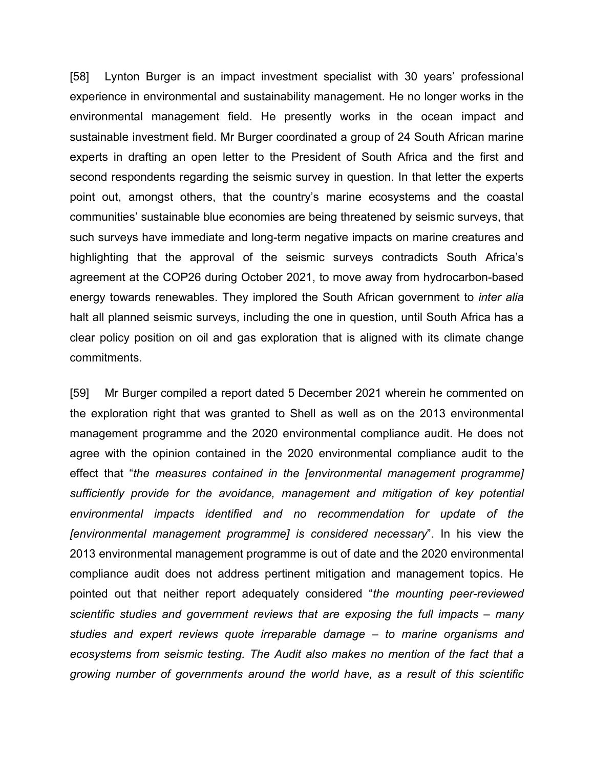[58] Lynton Burger is an impact investment specialist with 30 years' professional experience in environmental and sustainability management. He no longer works in the environmental management field. He presently works in the ocean impact and sustainable investment field. Mr Burger coordinated a group of 24 South African marine experts in drafting an open letter to the President of South Africa and the first and second respondents regarding the seismic survey in question. In that letter the experts point out, amongst others, that the country's marine ecosystems and the coastal communities' sustainable blue economies are being threatened by seismic surveys, that such surveys have immediate and long-term negative impacts on marine creatures and highlighting that the approval of the seismic surveys contradicts South Africa's agreement at the COP26 during October 2021, to move away from hydrocarbon-based energy towards renewables. They implored the South African government to *inter alia* halt all planned seismic surveys, including the one in question, until South Africa has a clear policy position on oil and gas exploration that is aligned with its climate change commitments.

[59] Mr Burger compiled a report dated 5 December 2021 wherein he commented on the exploration right that was granted to Shell as well as on the 2013 environmental management programme and the 2020 environmental compliance audit. He does not agree with the opinion contained in the 2020 environmental compliance audit to the effect that "*the measures contained in the [environmental management programme] sufficiently provide for the avoidance, management and mitigation of key potential environmental impacts identified and no recommendation for update of the [environmental management programme] is considered necessary*". In his view the 2013 environmental management programme is out of date and the 2020 environmental compliance audit does not address pertinent mitigation and management topics. He pointed out that neither report adequately considered "*the mounting peer-reviewed scientific studies and government reviews that are exposing the full impacts – many studies and expert reviews quote irreparable damage – to marine organisms and ecosystems from seismic testing. The Audit also makes no mention of the fact that a growing number of governments around the world have, as a result of this scientific*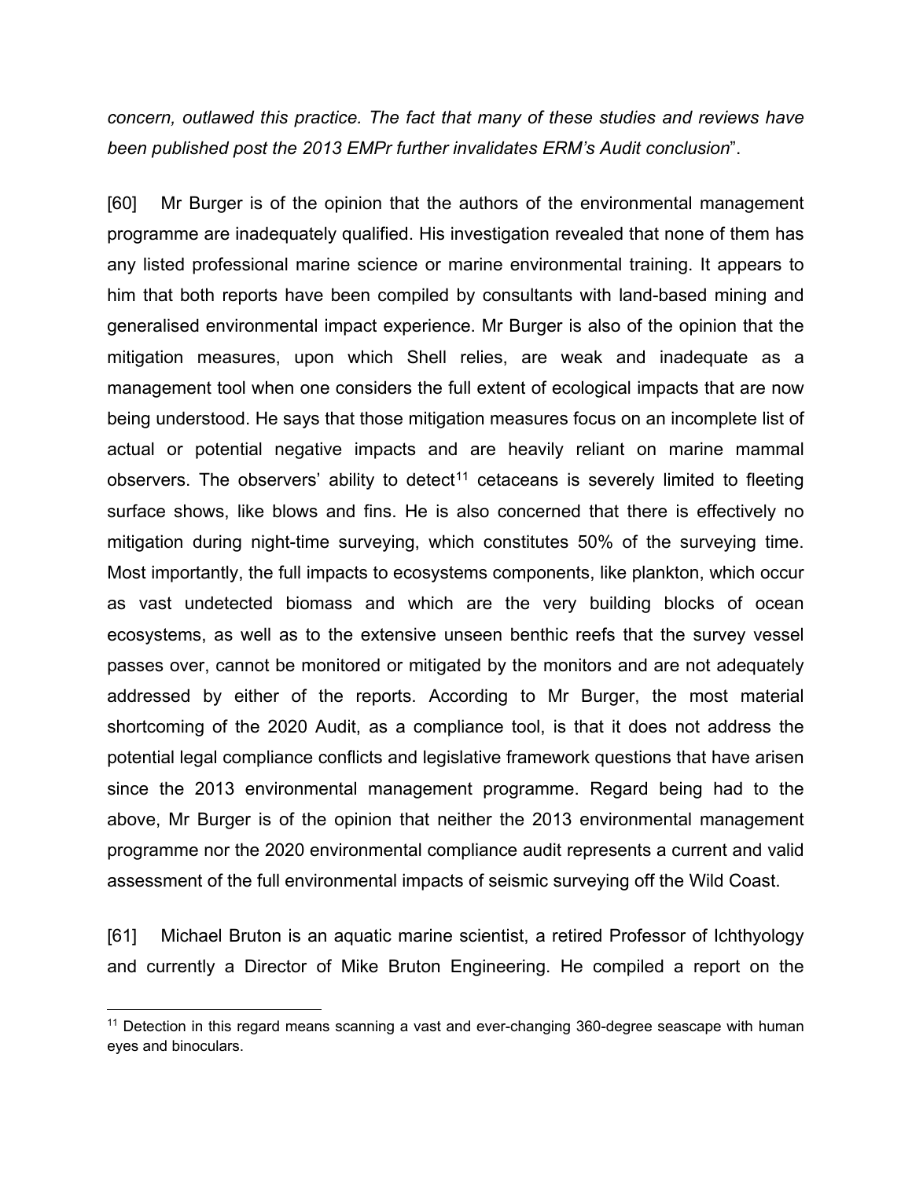*concern, outlawed this practice. The fact that many of these studies and reviews have been published post the 2013 EMPr further invalidates ERM's Audit conclusion*".

[60] Mr Burger is of the opinion that the authors of the environmental management programme are inadequately qualified. His investigation revealed that none of them has any listed professional marine science or marine environmental training. It appears to him that both reports have been compiled by consultants with land-based mining and generalised environmental impact experience. Mr Burger is also of the opinion that the mitigation measures, upon which Shell relies, are weak and inadequate as a management tool when one considers the full extent of ecological impacts that are now being understood. He says that those mitigation measures focus on an incomplete list of actual or potential negative impacts and are heavily reliant on marine mammal observers. The observers' ability to detect[11] cetaceans is severely limited to fleeting surface shows, like blows and fins. He is also concerned that there is effectively no mitigation during night-time surveying, which constitutes 50% of the surveying time. Most importantly, the full impacts to ecosystems components, like plankton, which occur as vast undetected biomass and which are the very building blocks of ocean ecosystems, as well as to the extensive unseen benthic reefs that the survey vessel passes over, cannot be monitored or mitigated by the monitors and are not adequately addressed by either of the reports. According to Mr Burger, the most material shortcoming of the 2020 Audit, as a compliance tool, is that it does not address the potential legal compliance conflicts and legislative framework questions that have arisen since the 2013 environmental management programme. Regard being had to the above, Mr Burger is of the opinion that neither the 2013 environmental management programme nor the 2020 environmental compliance audit represents a current and valid assessment of the full environmental impacts of seismic surveying off the Wild Coast.

[61] Michael Bruton is an aquatic marine scientist, a retired Professor of Ichthyology and currently a Director of Mike Bruton Engineering. He compiled a report on the

---

[11] Detection in this regard means scanning a vast and ever-changing 360-degree seascape with human eyes and binoculars.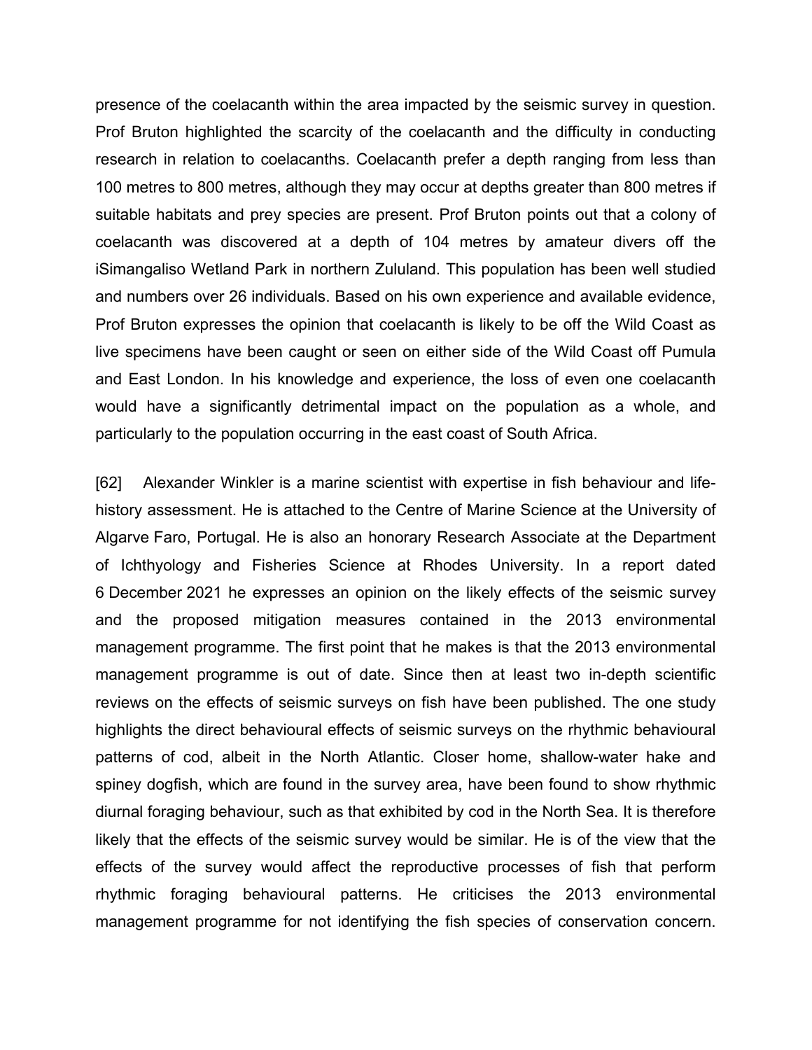presence of the coelacanth within the area impacted by the seismic survey in question. Prof Bruton highlighted the scarcity of the coelacanth and the difficulty in conducting research in relation to coelacanths. Coelacanth prefer a depth ranging from less than 100 metres to 800 metres, although they may occur at depths greater than 800 metres if suitable habitats and prey species are present. Prof Bruton points out that a colony of coelacanth was discovered at a depth of 104 metres by amateur divers off the iSimangaliso Wetland Park in northern Zululand. This population has been well studied and numbers over 26 individuals. Based on his own experience and available evidence, Prof Bruton expresses the opinion that coelacanth is likely to be off the Wild Coast as live specimens have been caught or seen on either side of the Wild Coast off Pumula and East London. In his knowledge and experience, the loss of even one coelacanth would have a significantly detrimental impact on the population as a whole, and particularly to the population occurring in the east coast of South Africa.

[62] Alexander Winkler is a marine scientist with expertise in fish behaviour and life-history assessment. He is attached to the Centre of Marine Science at the University of Algarve Faro, Portugal. He is also an honorary Research Associate at the Department of Ichthyology and Fisheries Science at Rhodes University. In a report dated 6 December 2021 he expresses an opinion on the likely effects of the seismic survey and the proposed mitigation measures contained in the 2013 environmental management programme. The first point that he makes is that the 2013 environmental management programme is out of date. Since then at least two in-depth scientific reviews on the effects of seismic surveys on fish have been published. The one study highlights the direct behavioural effects of seismic surveys on the rhythmic behavioural patterns of cod, albeit in the North Atlantic. Closer home, shallow-water hake and spiney dogfish, which are found in the survey area, have been found to show rhythmic diurnal foraging behaviour, such as that exhibited by cod in the North Sea. It is therefore likely that the effects of the seismic survey would be similar. He is of the view that the effects of the survey would affect the reproductive processes of fish that perform rhythmic foraging behavioural patterns. He criticises the 2013 environmental management programme for not identifying the fish species of conservation concern.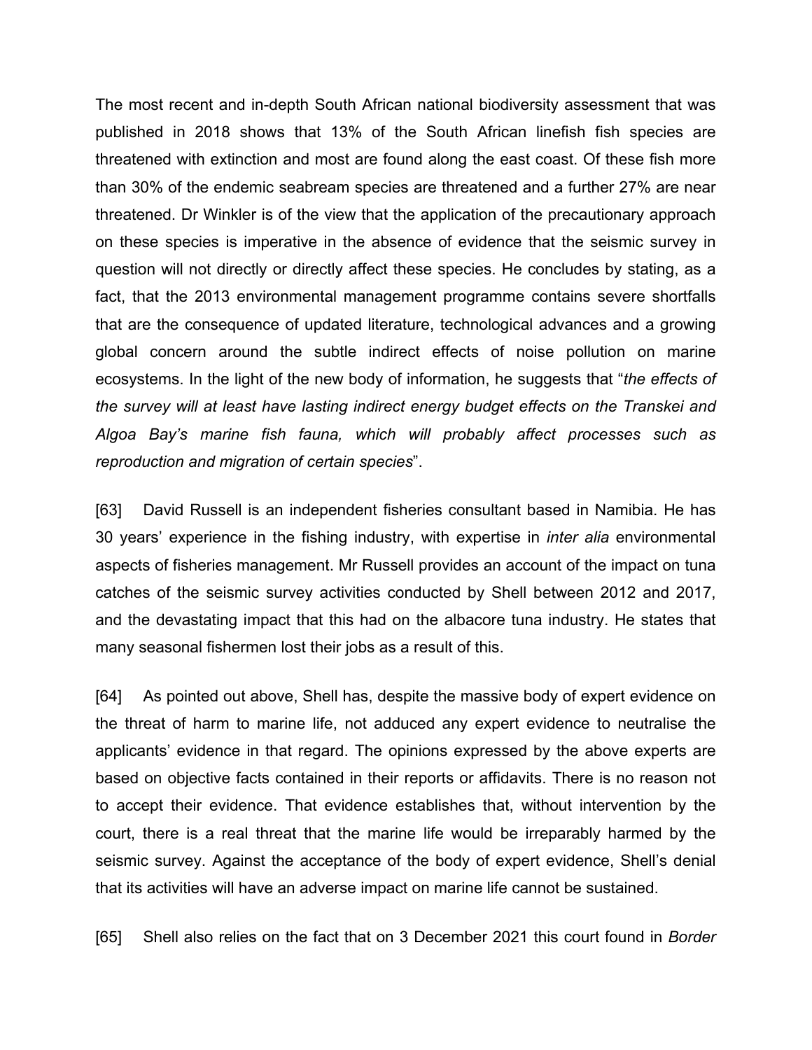The most recent and in-depth South African national biodiversity assessment that was published in 2018 shows that 13% of the South African linefish fish species are threatened with extinction and most are found along the east coast. Of these fish more than 30% of the endemic seabream species are threatened and a further 27% are near threatened. Dr Winkler is of the view that the application of the precautionary approach on these species is imperative in the absence of evidence that the seismic survey in question will not directly or directly affect these species. He concludes by stating, as a fact, that the 2013 environmental management programme contains severe shortfalls that are the consequence of updated literature, technological advances and a growing global concern around the subtle indirect effects of noise pollution on marine ecosystems. In the light of the new body of information, he suggests that "*the effects of the survey will at least have lasting indirect energy budget effects on the Transkei and Algoa Bay's marine fish fauna, which will probably affect processes such as reproduction and migration of certain species*".

[63] David Russell is an independent fisheries consultant based in Namibia. He has 30 years' experience in the fishing industry, with expertise in *inter alia* environmental aspects of fisheries management. Mr Russell provides an account of the impact on tuna catches of the seismic survey activities conducted by Shell between 2012 and 2017, and the devastating impact that this had on the albacore tuna industry. He states that many seasonal fishermen lost their jobs as a result of this.

[64] As pointed out above, Shell has, despite the massive body of expert evidence on the threat of harm to marine life, not adduced any expert evidence to neutralise the applicants' evidence in that regard. The opinions expressed by the above experts are based on objective facts contained in their reports or affidavits. There is no reason not to accept their evidence. That evidence establishes that, without intervention by the court, there is a real threat that the marine life would be irreparably harmed by the seismic survey. Against the acceptance of the body of expert evidence, Shell's denial that its activities will have an adverse impact on marine life cannot be sustained.

[65] Shell also relies on the fact that on 3 December 2021 this court found in *Border*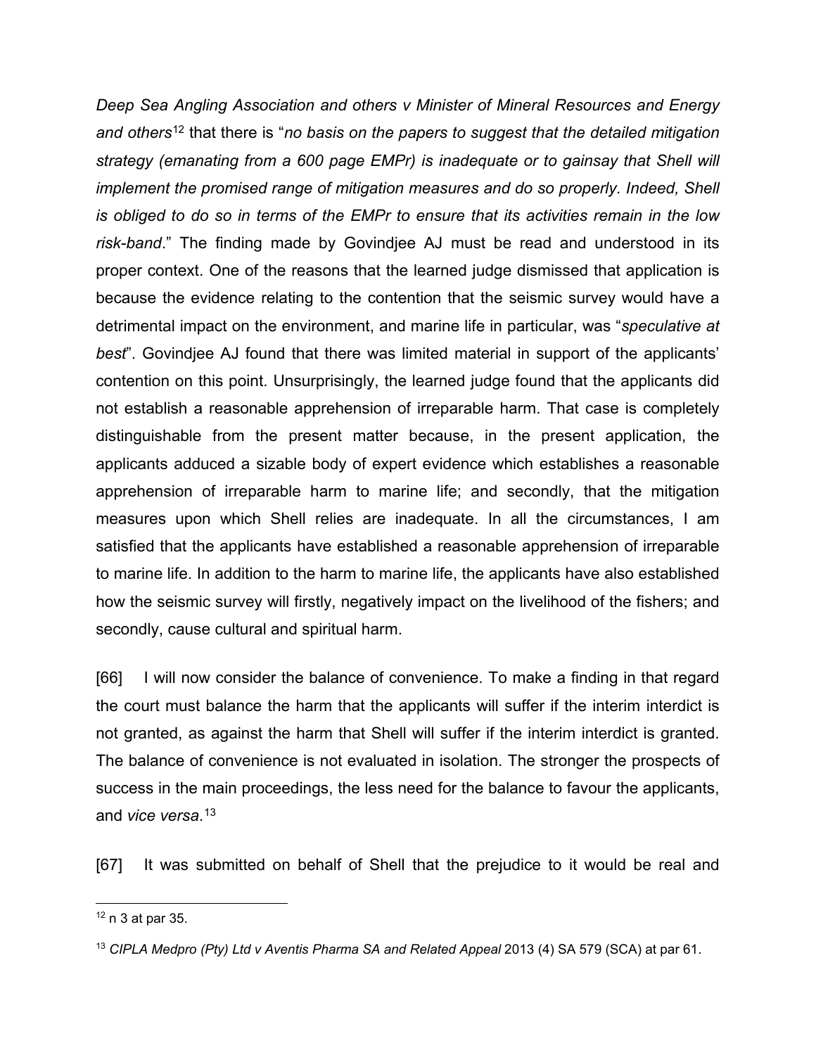*Deep Sea Angling Association and others v Minister of Mineral Resources and Energy and others*[12] that there is "*no basis on the papers to suggest that the detailed mitigation strategy (emanating from a 600 page EMPr) is inadequate or to gainsay that Shell will implement the promised range of mitigation measures and do so properly. Indeed, Shell is obliged to do so in terms of the EMPr to ensure that its activities remain in the low risk-band*." The finding made by Govindjee AJ must be read and understood in its proper context. One of the reasons that the learned judge dismissed that application is because the evidence relating to the contention that the seismic survey would have a detrimental impact on the environment, and marine life in particular, was "*speculative at best*". Govindjee AJ found that there was limited material in support of the applicants' contention on this point. Unsurprisingly, the learned judge found that the applicants did not establish a reasonable apprehension of irreparable harm. That case is completely distinguishable from the present matter because, in the present application, the applicants adduced a sizable body of expert evidence which establishes a reasonable apprehension of irreparable harm to marine life; and secondly, that the mitigation measures upon which Shell relies are inadequate. In all the circumstances, I am satisfied that the applicants have established a reasonable apprehension of irreparable to marine life. In addition to the harm to marine life, the applicants have also established how the seismic survey will firstly, negatively impact on the livelihood of the fishers; and secondly, cause cultural and spiritual harm.

[66] I will now consider the balance of convenience. To make a finding in that regard the court must balance the harm that the applicants will suffer if the interim interdict is not granted, as against the harm that Shell will suffer if the interim interdict is granted. The balance of convenience is not evaluated in isolation. The stronger the prospects of success in the main proceedings, the less need for the balance to favour the applicants, and *vice versa*.[13]

[67] It was submitted on behalf of Shell that the prejudice to it would be real and

---

[12] n 3 at par 35.

[13] *CIPLA Medpro (Pty) Ltd v Aventis Pharma SA and Related Appeal* 2013 (4) SA 579 (SCA) at par 61.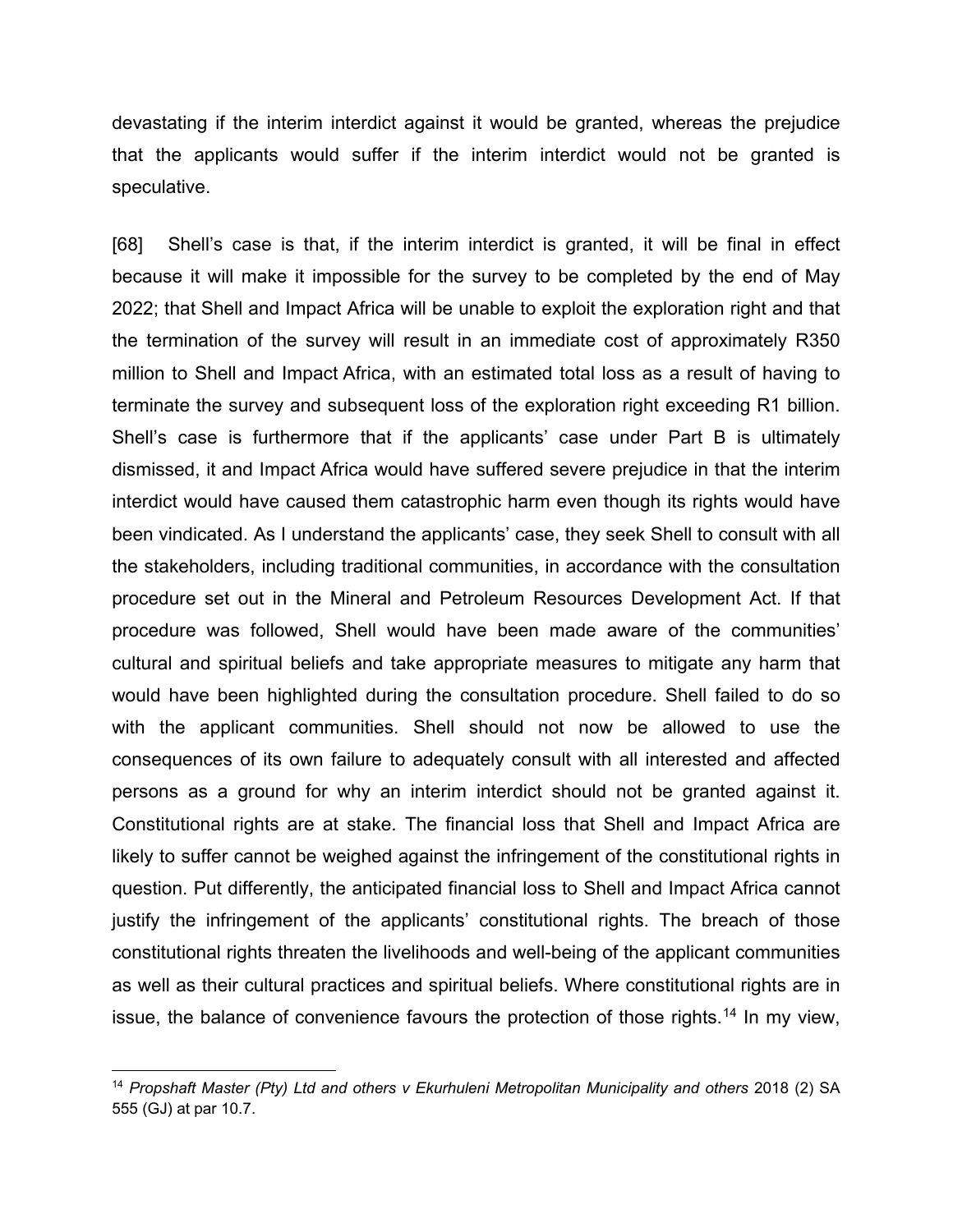devastating if the interim interdict against it would be granted, whereas the prejudice that the applicants would suffer if the interim interdict would not be granted is speculative.

[68] Shell's case is that, if the interim interdict is granted, it will be final in effect because it will make it impossible for the survey to be completed by the end of May 2022; that Shell and Impact Africa will be unable to exploit the exploration right and that the termination of the survey will result in an immediate cost of approximately R350 million to Shell and Impact Africa, with an estimated total loss as a result of having to terminate the survey and subsequent loss of the exploration right exceeding R1 billion. Shell's case is furthermore that if the applicants' case under Part B is ultimately dismissed, it and Impact Africa would have suffered severe prejudice in that the interim interdict would have caused them catastrophic harm even though its rights would have been vindicated. As I understand the applicants' case, they seek Shell to consult with all the stakeholders, including traditional communities, in accordance with the consultation procedure set out in the Mineral and Petroleum Resources Development Act. If that procedure was followed, Shell would have been made aware of the communities' cultural and spiritual beliefs and take appropriate measures to mitigate any harm that would have been highlighted during the consultation procedure. Shell failed to do so with the applicant communities. Shell should not now be allowed to use the consequences of its own failure to adequately consult with all interested and affected persons as a ground for why an interim interdict should not be granted against it. Constitutional rights are at stake. The financial loss that Shell and Impact Africa are likely to suffer cannot be weighed against the infringement of the constitutional rights in question. Put differently, the anticipated financial loss to Shell and Impact Africa cannot justify the infringement of the applicants' constitutional rights. The breach of those constitutional rights threaten the livelihoods and well-being of the applicant communities as well as their cultural practices and spiritual beliefs. Where constitutional rights are in issue, the balance of convenience favours the protection of those rights.[14] In my view,

[14] *Propshaft Master (Pty) Ltd and others v Ekurhuleni Metropolitan Municipality and others* 2018 (2) SA 555 (GJ) at par 10.7.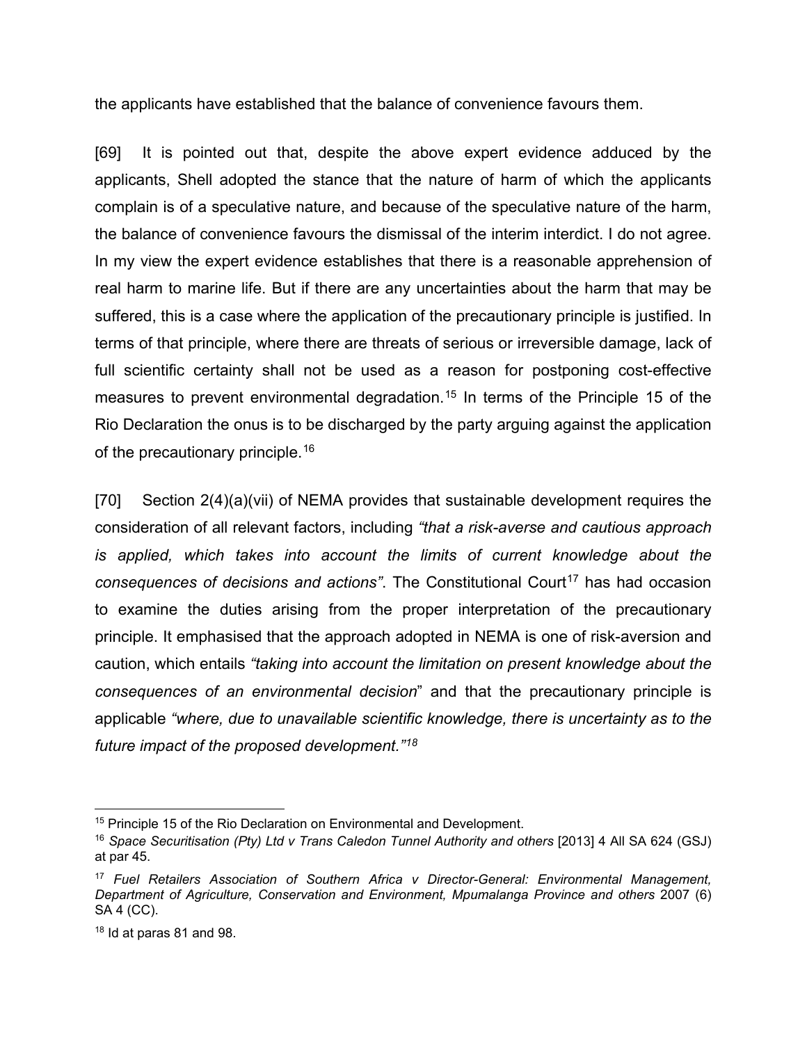the applicants have established that the balance of convenience favours them.

[69] It is pointed out that, despite the above expert evidence adduced by the applicants, Shell adopted the stance that the nature of harm of which the applicants complain is of a speculative nature, and because of the speculative nature of the harm, the balance of convenience favours the dismissal of the interim interdict. I do not agree. In my view the expert evidence establishes that there is a reasonable apprehension of real harm to marine life. But if there are any uncertainties about the harm that may be suffered, this is a case where the application of the precautionary principle is justified. In terms of that principle, where there are threats of serious or irreversible damage, lack of full scientific certainty shall not be used as a reason for postponing cost-effective measures to prevent environmental degradation.[15] In terms of the Principle 15 of the Rio Declaration the onus is to be discharged by the party arguing against the application of the precautionary principle.[16]

[70] Section 2(4)(a)(vii) of NEMA provides that sustainable development requires the consideration of all relevant factors, including *"that a risk-averse and cautious approach is applied, which takes into account the limits of current knowledge about the consequences of decisions and actions"*. The Constitutional Court[17] has had occasion to examine the duties arising from the proper interpretation of the precautionary principle. It emphasised that the approach adopted in NEMA is one of risk-aversion and caution, which entails *"taking into account the limitation on present knowledge about the consequences of an environmental decision*" and that the precautionary principle is applicable *"where, due to unavailable scientific knowledge, there is uncertainty as to the future impact of the proposed development."*[18]

---

[15] Principle 15 of the Rio Declaration on Environmental and Development.

[16] *Space Securitisation (Pty) Ltd v Trans Caledon Tunnel Authority and others* [2013] 4 All SA 624 (GSJ) at par 45.

[17] *Fuel Retailers Association of Southern Africa v Director-General: Environmental Management, Department of Agriculture, Conservation and Environment, Mpumalanga Province and others* 2007 (6) SA 4 (CC).

[18] Id at paras 81 and 98.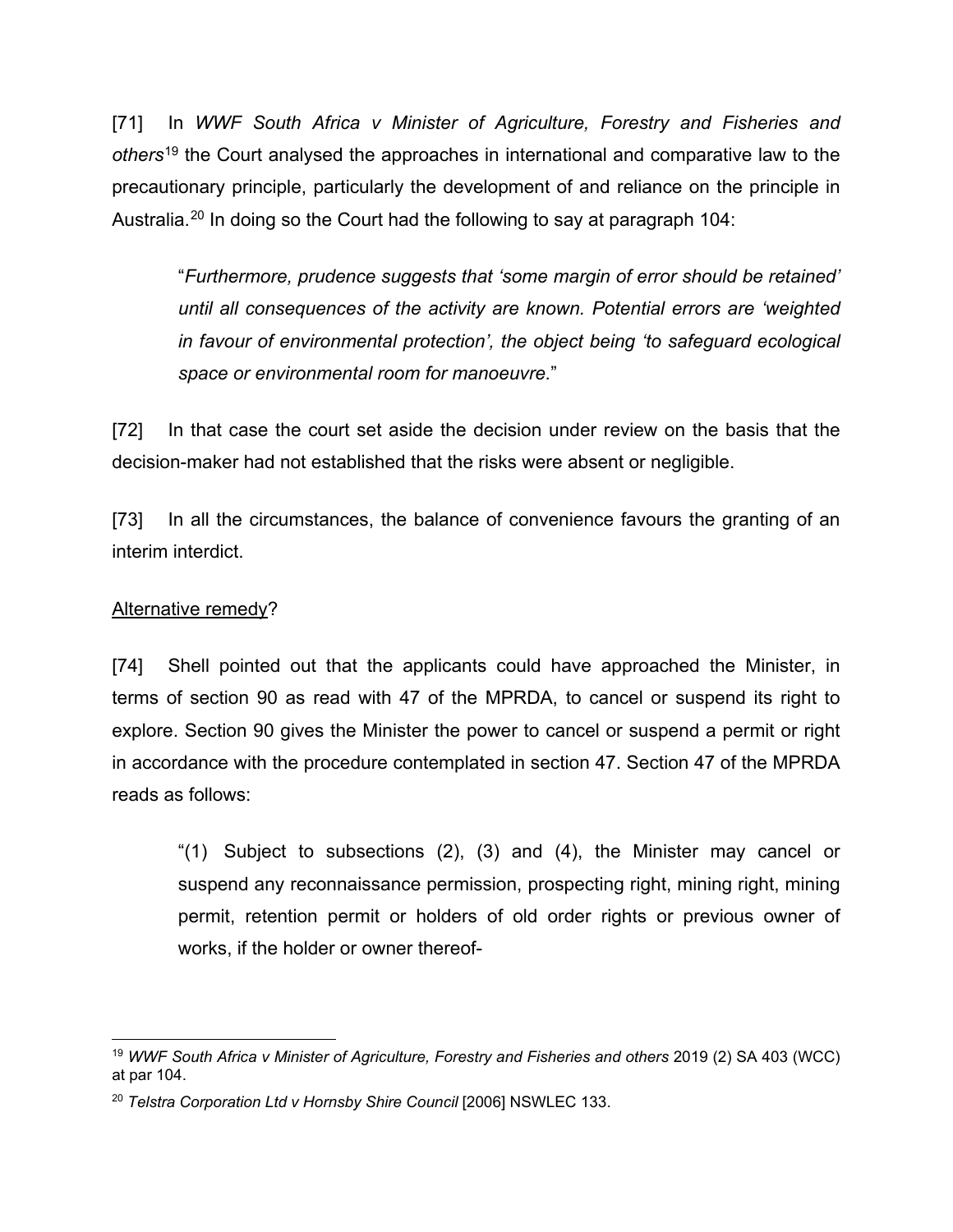[71] In *WWF South Africa v Minister of Agriculture, Forestry and Fisheries and others*[19] the Court analysed the approaches in international and comparative law to the precautionary principle, particularly the development of and reliance on the principle in Australia.[20] In doing so the Court had the following to say at paragraph 104:

> "*Furthermore, prudence suggests that 'some margin of error should be retained' until all consequences of the activity are known. Potential errors are 'weighted in favour of environmental protection', the object being 'to safeguard ecological space or environmental room for manoeuvre.*"

[72] In that case the court set aside the decision under review on the basis that the decision-maker had not established that the risks were absent or negligible.

[73] In all the circumstances, the balance of convenience favours the granting of an interim interdict.

<u>Alternative remedy</u>?

[74] Shell pointed out that the applicants could have approached the Minister, in terms of section 90 as read with 47 of the MPRDA, to cancel or suspend its right to explore. Section 90 gives the Minister the power to cancel or suspend a permit or right in accordance with the procedure contemplated in section 47. Section 47 of the MPRDA reads as follows:

> "(1) Subject to subsections (2), (3) and (4), the Minister may cancel or suspend any reconnaissance permission, prospecting right, mining right, mining permit, retention permit or holders of old order rights or previous owner of works, if the holder or owner thereof-

---

[19] *WWF South Africa v Minister of Agriculture, Forestry and Fisheries and others* 2019 (2) SA 403 (WCC) at par 104.

[20] *Telstra Corporation Ltd v Hornsby Shire Council* [2006] NSWLEC 133.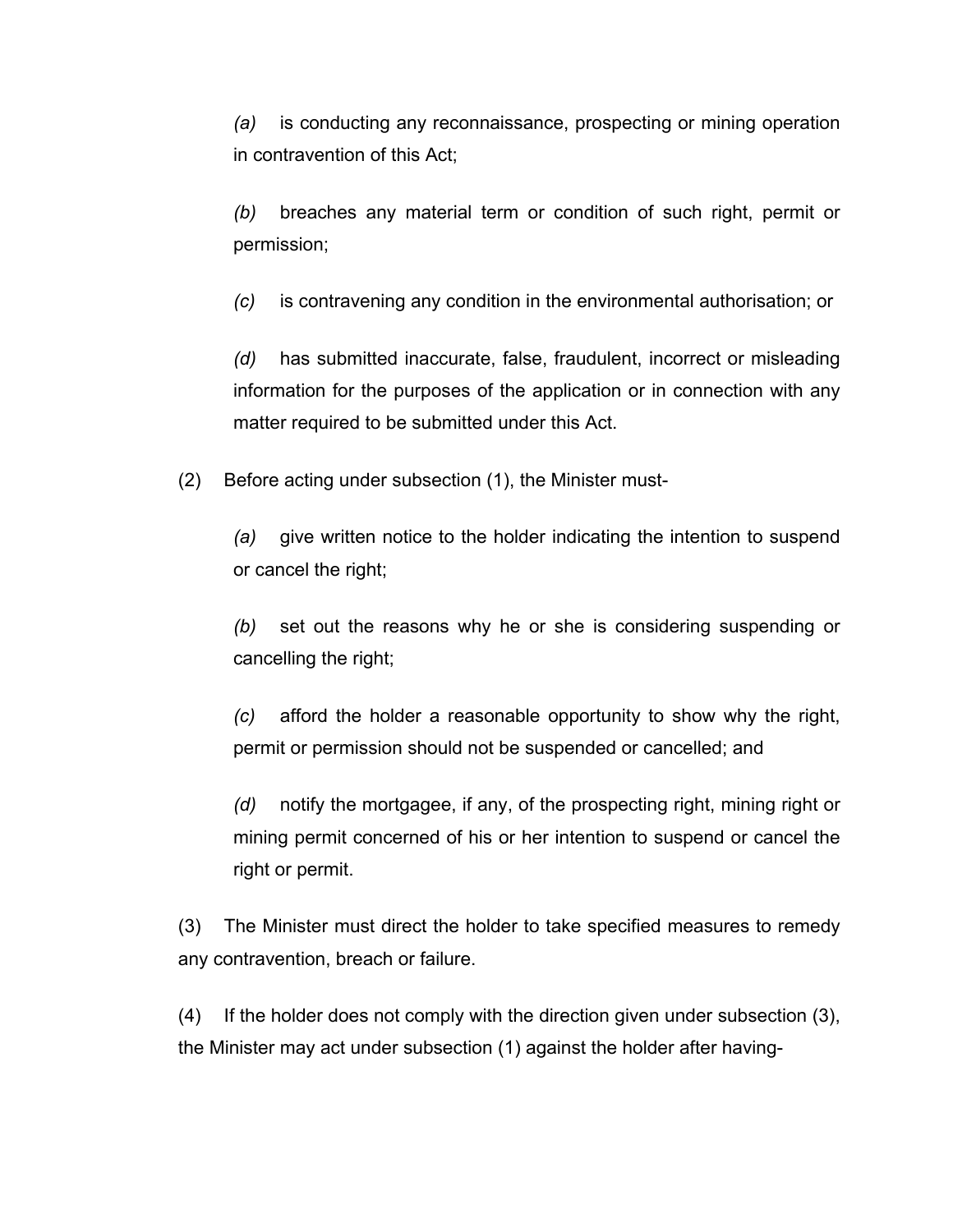*(a)* is conducting any reconnaissance, prospecting or mining operation in contravention of this Act;

*(b)* breaches any material term or condition of such right, permit or permission;

*(c)* is contravening any condition in the environmental authorisation; or

*(d)* has submitted inaccurate, false, fraudulent, incorrect or misleading information for the purposes of the application or in connection with any matter required to be submitted under this Act.

(2) Before acting under subsection (1), the Minister must-

*(a)* give written notice to the holder indicating the intention to suspend or cancel the right;

*(b)* set out the reasons why he or she is considering suspending or cancelling the right;

*(c)* afford the holder a reasonable opportunity to show why the right, permit or permission should not be suspended or cancelled; and

*(d)* notify the mortgagee, if any, of the prospecting right, mining right or mining permit concerned of his or her intention to suspend or cancel the right or permit.

(3) The Minister must direct the holder to take specified measures to remedy any contravention, breach or failure.

(4) If the holder does not comply with the direction given under subsection (3), the Minister may act under subsection (1) against the holder after having-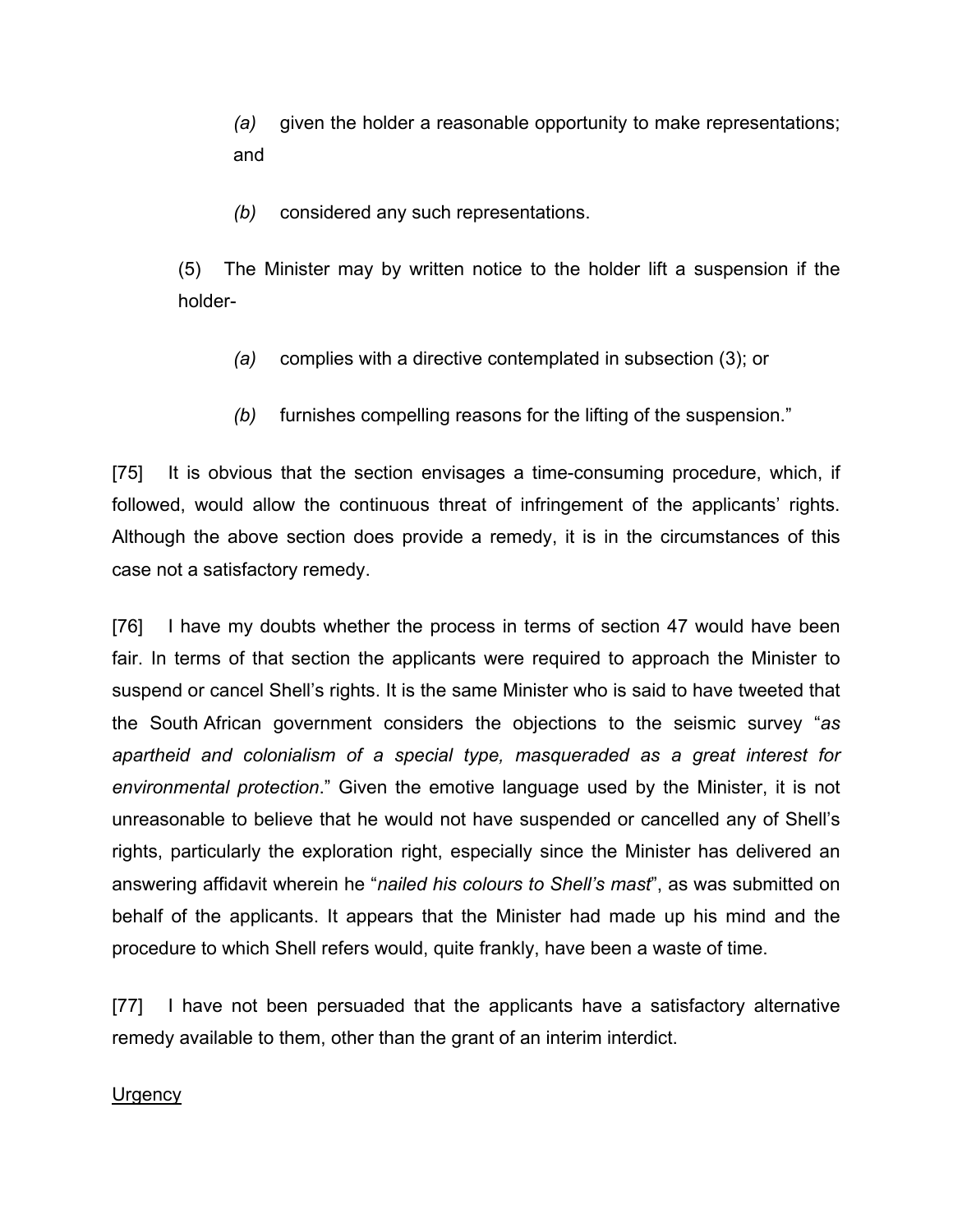> *(a)* given the holder a reasonable opportunity to make representations; and
>
> *(b)* considered any such representations.
>
> (5) The Minister may by written notice to the holder lift a suspension if the holder-
>
> *(a)* complies with a directive contemplated in subsection (3); or
>
> *(b)* furnishes compelling reasons for the lifting of the suspension."

[75] It is obvious that the section envisages a time-consuming procedure, which, if followed, would allow the continuous threat of infringement of the applicants' rights. Although the above section does provide a remedy, it is in the circumstances of this case not a satisfactory remedy.

[76] I have my doubts whether the process in terms of section 47 would have been fair. In terms of that section the applicants were required to approach the Minister to suspend or cancel Shell's rights. It is the same Minister who is said to have tweeted that the South African government considers the objections to the seismic survey "*as apartheid and colonialism of a special type, masqueraded as a great interest for environmental protection*." Given the emotive language used by the Minister, it is not unreasonable to believe that he would not have suspended or cancelled any of Shell's rights, particularly the exploration right, especially since the Minister has delivered an answering affidavit wherein he "*nailed his colours to Shell's mast*", as was submitted on behalf of the applicants. It appears that the Minister had made up his mind and the procedure to which Shell refers would, quite frankly, have been a waste of time.

[77] I have not been persuaded that the applicants have a satisfactory alternative remedy available to them, other than the grant of an interim interdict.

<u>Urgency</u>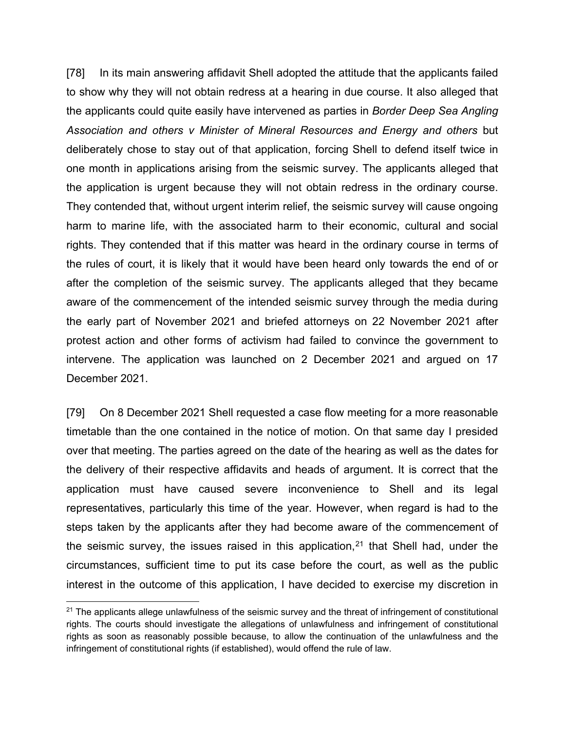[78] In its main answering affidavit Shell adopted the attitude that the applicants failed to show why they will not obtain redress at a hearing in due course. It also alleged that the applicants could quite easily have intervened as parties in *Border Deep Sea Angling Association and others v Minister of Mineral Resources and Energy and others* but deliberately chose to stay out of that application, forcing Shell to defend itself twice in one month in applications arising from the seismic survey. The applicants alleged that the application is urgent because they will not obtain redress in the ordinary course. They contended that, without urgent interim relief, the seismic survey will cause ongoing harm to marine life, with the associated harm to their economic, cultural and social rights. They contended that if this matter was heard in the ordinary course in terms of the rules of court, it is likely that it would have been heard only towards the end of or after the completion of the seismic survey. The applicants alleged that they became aware of the commencement of the intended seismic survey through the media during the early part of November 2021 and briefed attorneys on 22 November 2021 after protest action and other forms of activism had failed to convince the government to intervene. The application was launched on 2 December 2021 and argued on 17 December 2021.

[79] On 8 December 2021 Shell requested a case flow meeting for a more reasonable timetable than the one contained in the notice of motion. On that same day I presided over that meeting. The parties agreed on the date of the hearing as well as the dates for the delivery of their respective affidavits and heads of argument. It is correct that the application must have caused severe inconvenience to Shell and its legal representatives, particularly this time of the year. However, when regard is had to the steps taken by the applicants after they had become aware of the commencement of the seismic survey, the issues raised in this application,[21] that Shell had, under the circumstances, sufficient time to put its case before the court, as well as the public interest in the outcome of this application, I have decided to exercise my discretion in

---

[21] The applicants allege unlawfulness of the seismic survey and the threat of infringement of constitutional rights. The courts should investigate the allegations of unlawfulness and infringement of constitutional rights as soon as reasonably possible because, to allow the continuation of the unlawfulness and the infringement of constitutional rights (if established), would offend the rule of law.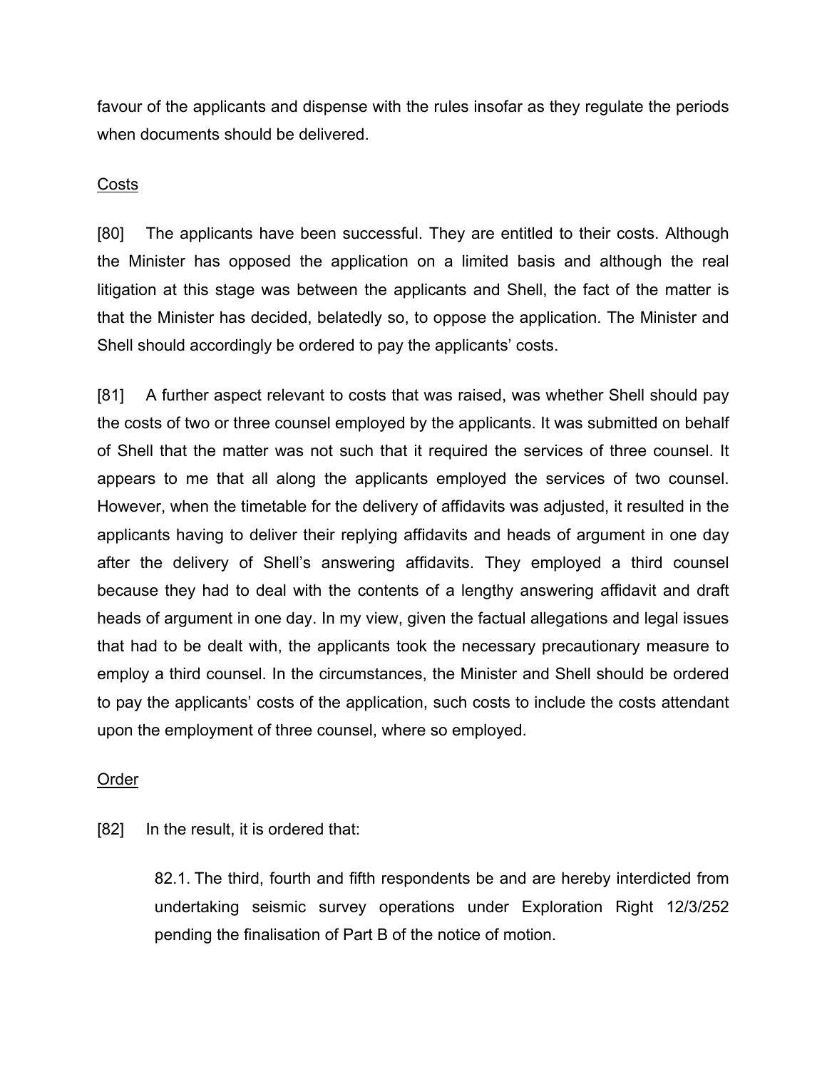favour of the applicants and dispense with the rules insofar as they regulate the periods when documents should be delivered.

Costs

[80] The applicants have been successful. They are entitled to their costs. Although the Minister has opposed the application on a limited basis and although the real litigation at this stage was between the applicants and Shell, the fact of the matter is that the Minister has decided, belatedly so, to oppose the application. The Minister and Shell should accordingly be ordered to pay the applicants' costs.

[81] A further aspect relevant to costs that was raised, was whether Shell should pay the costs of two or three counsel employed by the applicants. It was submitted on behalf of Shell that the matter was not such that it required the services of three counsel. It appears to me that all along the applicants employed the services of two counsel. However, when the timetable for the delivery of affidavits was adjusted, it resulted in the applicants having to deliver their replying affidavits and heads of argument in one day after the delivery of Shell's answering affidavits. They employed a third counsel because they had to deal with the contents of a lengthy answering affidavit and draft heads of argument in one day. In my view, given the factual allegations and legal issues that had to be dealt with, the applicants took the necessary precautionary measure to employ a third counsel. In the circumstances, the Minister and Shell should be ordered to pay the applicants' costs of the application, such costs to include the costs attendant upon the employment of three counsel, where so employed.

Order

[82] In the result, it is ordered that:

> 82.1. The third, fourth and fifth respondents be and are hereby interdicted from undertaking seismic survey operations under Exploration Right 12/3/252 pending the finalisation of Part B of the notice of motion.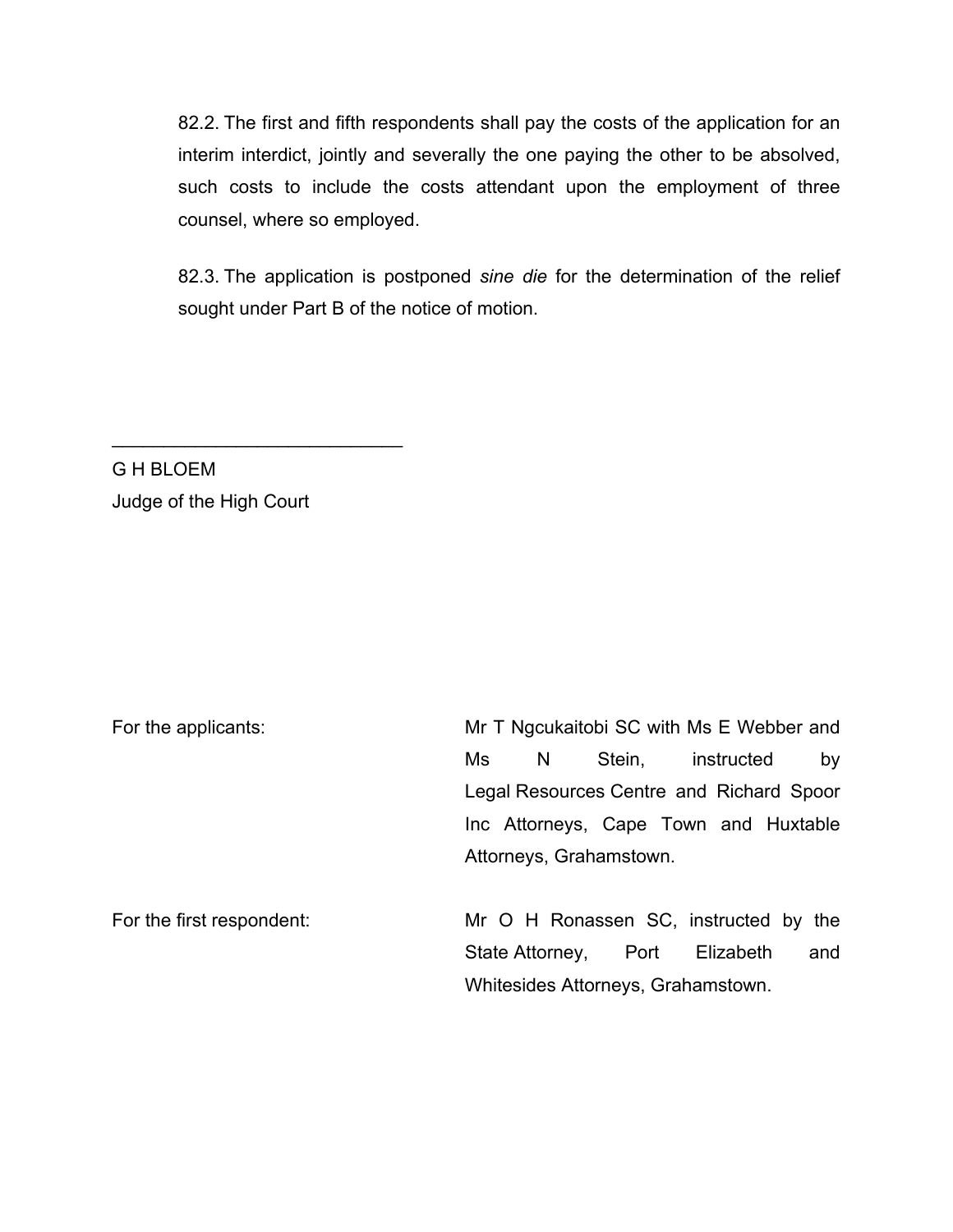82.2. The first and fifth respondents shall pay the costs of the application for an interim interdict, jointly and severally the one paying the other to be absolved, such costs to include the costs attendant upon the employment of three counsel, where so employed.

82.3. The application is postponed *sine die* for the determination of the relief sought under Part B of the notice of motion.

\_\_\_\_\_\_\_\_\_\_\_\_\_\_\_\_\_\_\_\_\_\_\_\_\_\_\_\_

G H BLOEM
Judge of the High Court

For the applicants: Mr T Ngcukaitobi SC with Ms E Webber and Ms N Stein, instructed by Legal Resources Centre and Richard Spoor Inc Attorneys, Cape Town and Huxtable Attorneys, Grahamstown.

For the first respondent: Mr O H Ronassen SC, instructed by the State Attorney, Port Elizabeth and Whitesides Attorneys, Grahamstown.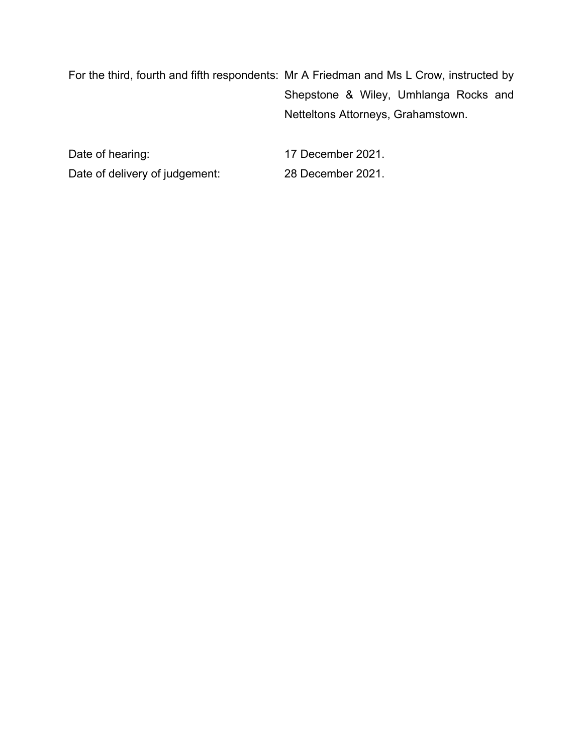For the third, fourth and fifth respondents: Mr A Friedman and Ms L Crow, instructed by Shepstone & Wiley, Umhlanga Rocks and Netteltons Attorneys, Grahamstown.

Date of hearing: 17 December 2021.

Date of delivery of judgement: 28 December 2021.